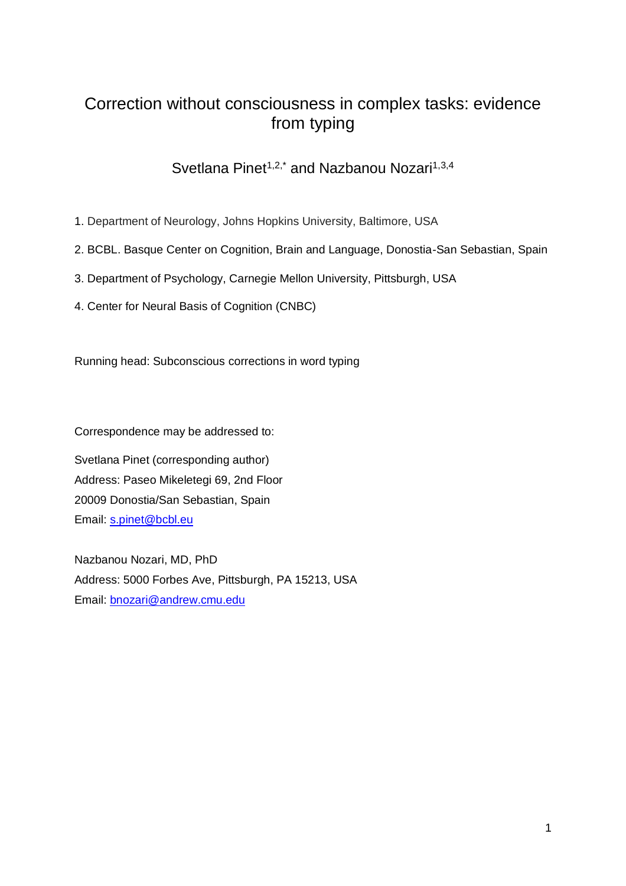# Correction without consciousness in complex tasks: evidence from typing

Svetlana Pinet[1,2,*] and Nazbanou Nozari[1,3,4]

1. Department of Neurology, Johns Hopkins University, Baltimore, USA
2. BCBL. Basque Center on Cognition, Brain and Language, Donostia-San Sebastian, Spain
3. Department of Psychology, Carnegie Mellon University, Pittsburgh, USA
4. Center for Neural Basis of Cognition (CNBC)

Running head: Subconscious corrections in word typing

Correspondence may be addressed to:

Svetlana Pinet (corresponding author)
Address: Paseo Mikeletegi 69, 2nd Floor
20009 Donostia/San Sebastian, Spain
Email: s.pinet@bcbl.eu

Nazbanou Nozari, MD, PhD
Address: 5000 Forbes Ave, Pittsburgh, PA 15213, USA
Email: bnozari@andrew.cmu.edu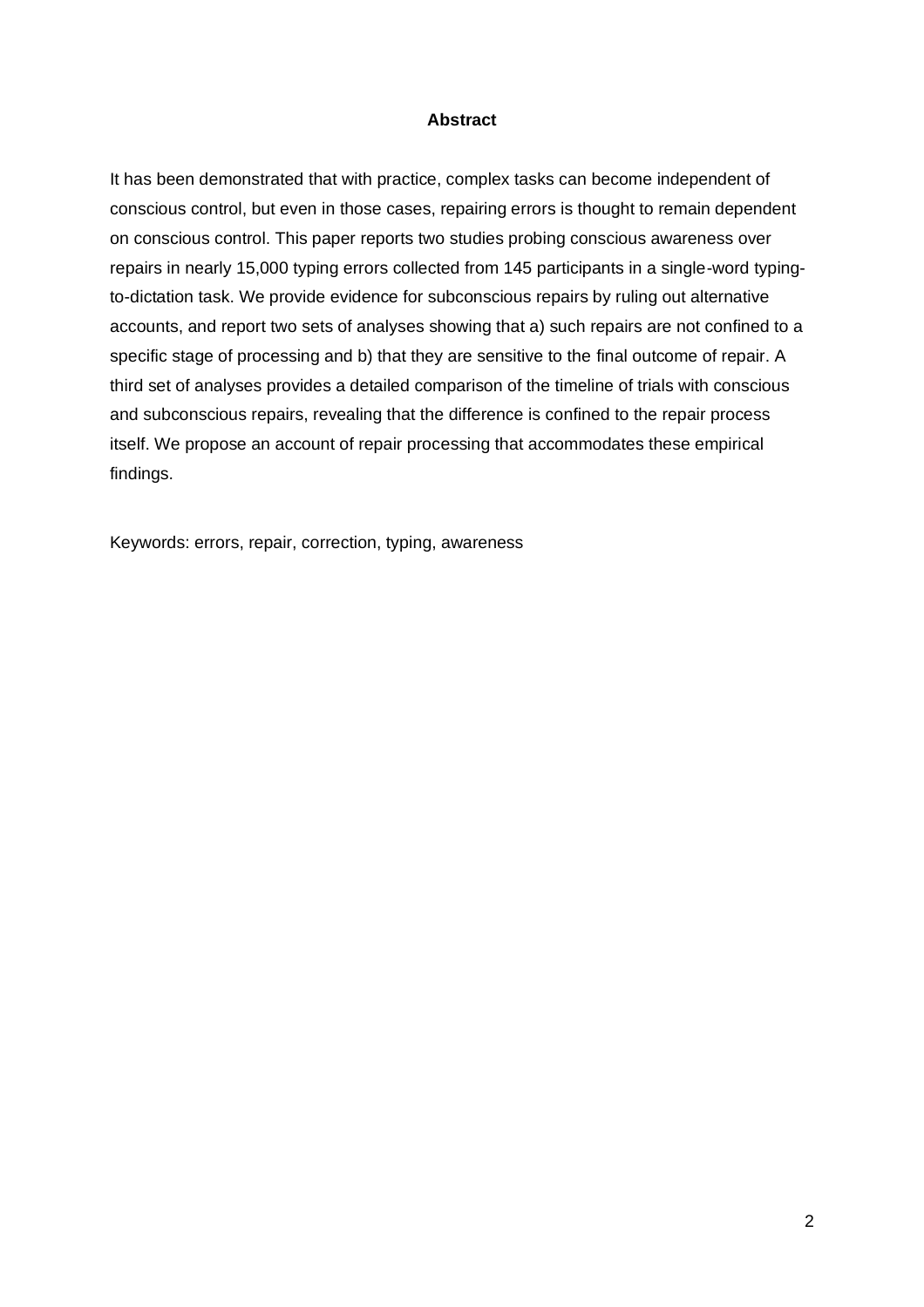## Abstract

It has been demonstrated that with practice, complex tasks can become independent of conscious control, but even in those cases, repairing errors is thought to remain dependent on conscious control. This paper reports two studies probing conscious awareness over repairs in nearly 15,000 typing errors collected from 145 participants in a single-word typing-to-dictation task. We provide evidence for subconscious repairs by ruling out alternative accounts, and report two sets of analyses showing that a) such repairs are not confined to a specific stage of processing and b) that they are sensitive to the final outcome of repair. A third set of analyses provides a detailed comparison of the timeline of trials with conscious and subconscious repairs, revealing that the difference is confined to the repair process itself. We propose an account of repair processing that accommodates these empirical findings.

Keywords: errors, repair, correction, typing, awareness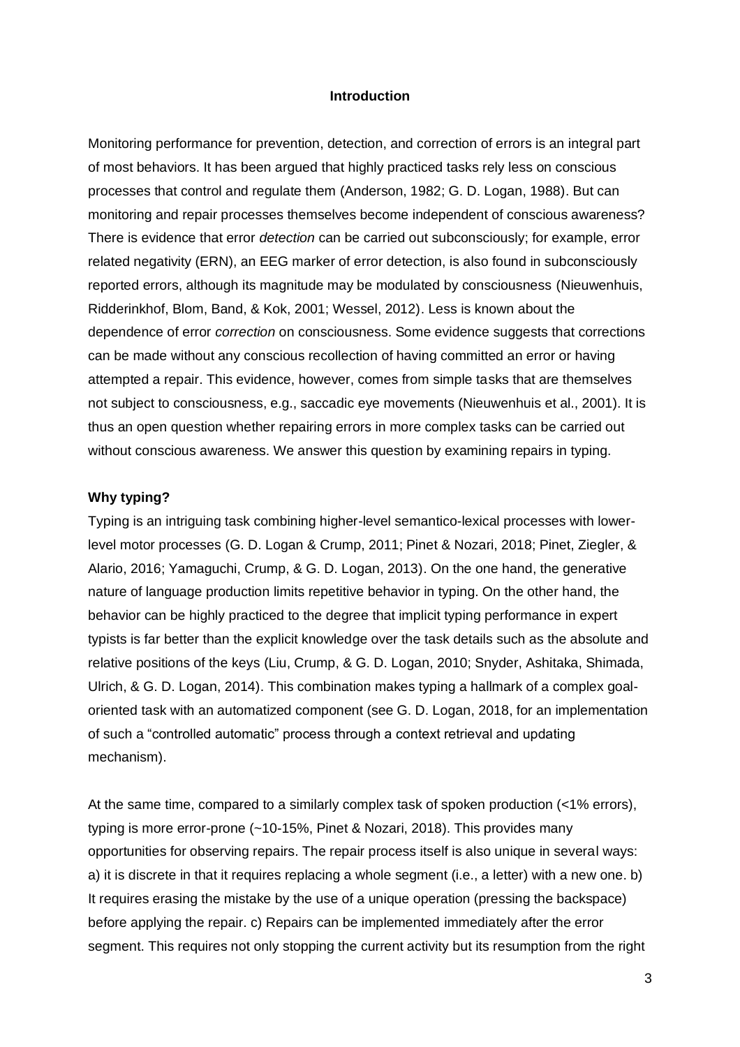## Introduction

Monitoring performance for prevention, detection, and correction of errors is an integral part of most behaviors. It has been argued that highly practiced tasks rely less on conscious processes that control and regulate them (Anderson, 1982; G. D. Logan, 1988). But can monitoring and repair processes themselves become independent of conscious awareness? There is evidence that error *detection* can be carried out subconsciously; for example, error related negativity (ERN), an EEG marker of error detection, is also found in subconsciously reported errors, although its magnitude may be modulated by consciousness (Nieuwenhuis, Ridderinkhof, Blom, Band, & Kok, 2001; Wessel, 2012). Less is known about the dependence of error *correction* on consciousness. Some evidence suggests that corrections can be made without any conscious recollection of having committed an error or having attempted a repair. This evidence, however, comes from simple tasks that are themselves not subject to consciousness, e.g., saccadic eye movements (Nieuwenhuis et al., 2001). It is thus an open question whether repairing errors in more complex tasks can be carried out without conscious awareness. We answer this question by examining repairs in typing.

### Why typing?

Typing is an intriguing task combining higher-level semantico-lexical processes with lower-level motor processes (G. D. Logan & Crump, 2011; Pinet & Nozari, 2018; Pinet, Ziegler, & Alario, 2016; Yamaguchi, Crump, & G. D. Logan, 2013). On the one hand, the generative nature of language production limits repetitive behavior in typing. On the other hand, the behavior can be highly practiced to the degree that implicit typing performance in expert typists is far better than the explicit knowledge over the task details such as the absolute and relative positions of the keys (Liu, Crump, & G. D. Logan, 2010; Snyder, Ashitaka, Shimada, Ulrich, & G. D. Logan, 2014). This combination makes typing a hallmark of a complex goal-oriented task with an automatized component (see G. D. Logan, 2018, for an implementation of such a "controlled automatic" process through a context retrieval and updating mechanism).

At the same time, compared to a similarly complex task of spoken production (<1% errors), typing is more error-prone (~10-15%, Pinet & Nozari, 2018). This provides many opportunities for observing repairs. The repair process itself is also unique in several ways: a) it is discrete in that it requires replacing a whole segment (i.e., a letter) with a new one. b) It requires erasing the mistake by the use of a unique operation (pressing the backspace) before applying the repair. c) Repairs can be implemented immediately after the error segment. This requires not only stopping the current activity but its resumption from the right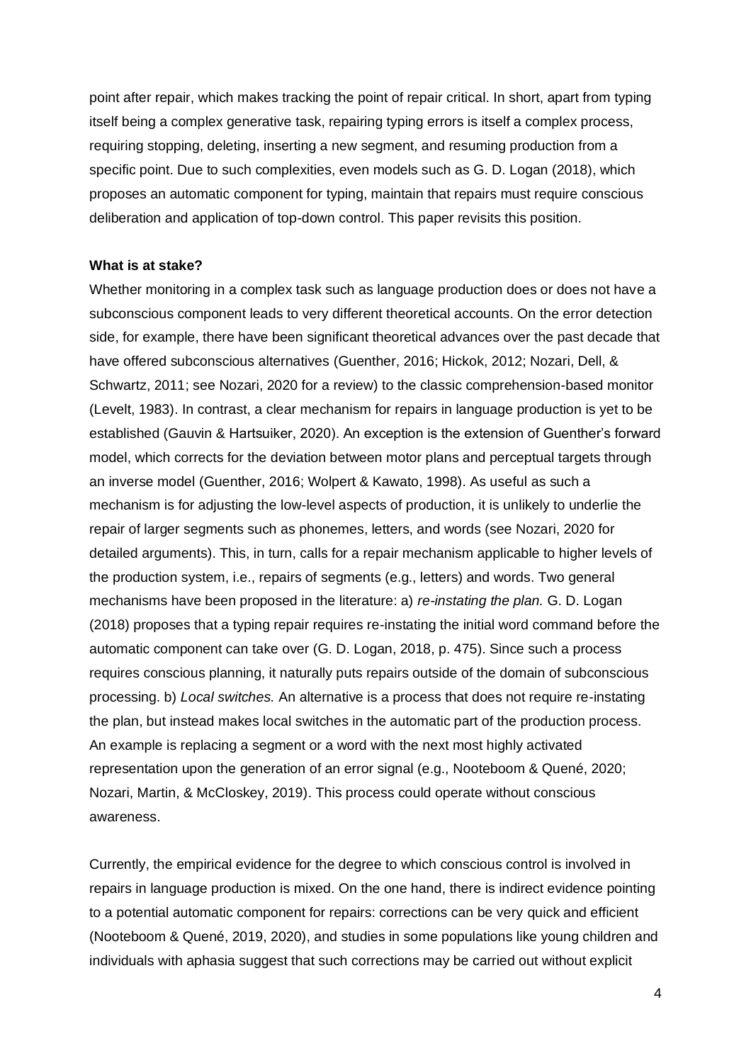point after repair, which makes tracking the point of repair critical. In short, apart from typing itself being a complex generative task, repairing typing errors is itself a complex process, requiring stopping, deleting, inserting a new segment, and resuming production from a specific point. Due to such complexities, even models such as G. D. Logan (2018), which proposes an automatic component for typing, maintain that repairs must require conscious deliberation and application of top-down control. This paper revisits this position.

**What is at stake?**

Whether monitoring in a complex task such as language production does or does not have a subconscious component leads to very different theoretical accounts. On the error detection side, for example, there have been significant theoretical advances over the past decade that have offered subconscious alternatives (Guenther, 2016; Hickok, 2012; Nozari, Dell, & Schwartz, 2011; see Nozari, 2020 for a review) to the classic comprehension-based monitor (Levelt, 1983). In contrast, a clear mechanism for repairs in language production is yet to be established (Gauvin & Hartsuiker, 2020). An exception is the extension of Guenther's forward model, which corrects for the deviation between motor plans and perceptual targets through an inverse model (Guenther, 2016; Wolpert & Kawato, 1998). As useful as such a mechanism is for adjusting the low-level aspects of production, it is unlikely to underlie the repair of larger segments such as phonemes, letters, and words (see Nozari, 2020 for detailed arguments). This, in turn, calls for a repair mechanism applicable to higher levels of the production system, i.e., repairs of segments (e.g., letters) and words. Two general mechanisms have been proposed in the literature: a) *re-instating the plan.* G. D. Logan (2018) proposes that a typing repair requires re-instating the initial word command before the automatic component can take over (G. D. Logan, 2018, p. 475). Since such a process requires conscious planning, it naturally puts repairs outside of the domain of subconscious processing. b) *Local switches.* An alternative is a process that does not require re-instating the plan, but instead makes local switches in the automatic part of the production process. An example is replacing a segment or a word with the next most highly activated representation upon the generation of an error signal (e.g., Nooteboom & Quené, 2020; Nozari, Martin, & McCloskey, 2019). This process could operate without conscious awareness.

Currently, the empirical evidence for the degree to which conscious control is involved in repairs in language production is mixed. On the one hand, there is indirect evidence pointing to a potential automatic component for repairs: corrections can be very quick and efficient (Nooteboom & Quené, 2019, 2020), and studies in some populations like young children and individuals with aphasia suggest that such corrections may be carried out without explicit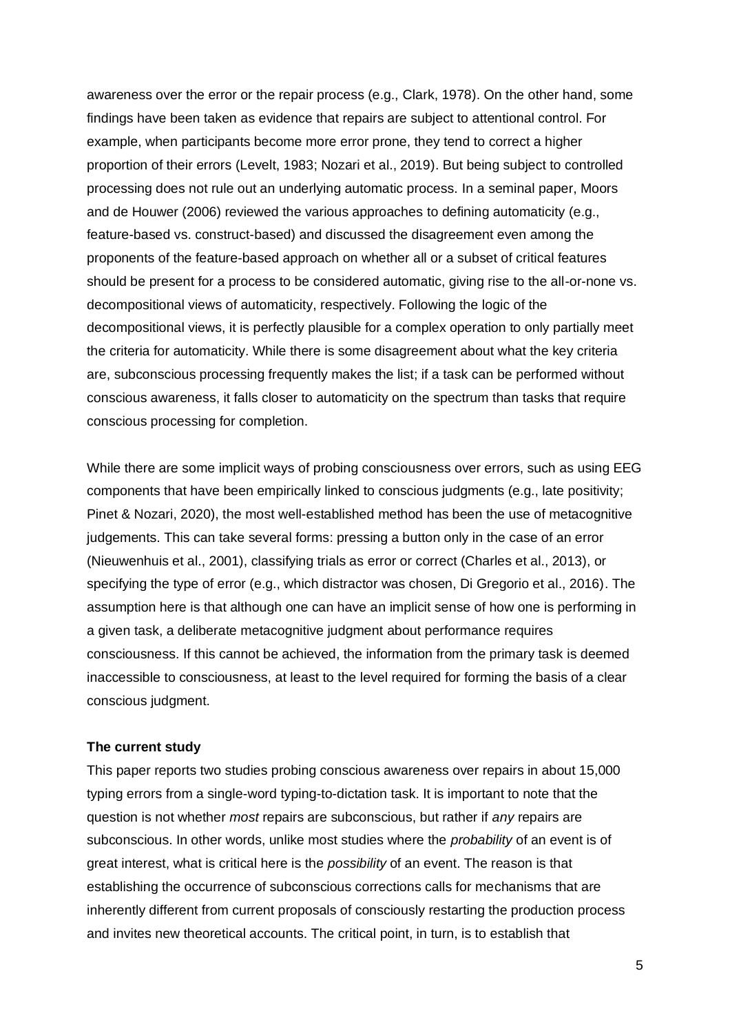awareness over the error or the repair process (e.g., Clark, 1978). On the other hand, some findings have been taken as evidence that repairs are subject to attentional control. For example, when participants become more error prone, they tend to correct a higher proportion of their errors (Levelt, 1983; Nozari et al., 2019). But being subject to controlled processing does not rule out an underlying automatic process. In a seminal paper, Moors and de Houwer (2006) reviewed the various approaches to defining automaticity (e.g., feature-based vs. construct-based) and discussed the disagreement even among the proponents of the feature-based approach on whether all or a subset of critical features should be present for a process to be considered automatic, giving rise to the all-or-none vs. decompositional views of automaticity, respectively. Following the logic of the decompositional views, it is perfectly plausible for a complex operation to only partially meet the criteria for automaticity. While there is some disagreement about what the key criteria are, subconscious processing frequently makes the list; if a task can be performed without conscious awareness, it falls closer to automaticity on the spectrum than tasks that require conscious processing for completion.

While there are some implicit ways of probing consciousness over errors, such as using EEG components that have been empirically linked to conscious judgments (e.g., late positivity; Pinet & Nozari, 2020), the most well-established method has been the use of metacognitive judgements. This can take several forms: pressing a button only in the case of an error (Nieuwenhuis et al., 2001), classifying trials as error or correct (Charles et al., 2013), or specifying the type of error (e.g., which distractor was chosen, Di Gregorio et al., 2016). The assumption here is that although one can have an implicit sense of how one is performing in a given task, a deliberate metacognitive judgment about performance requires consciousness. If this cannot be achieved, the information from the primary task is deemed inaccessible to consciousness, at least to the level required for forming the basis of a clear conscious judgment.

**The current study**

This paper reports two studies probing conscious awareness over repairs in about 15,000 typing errors from a single-word typing-to-dictation task. It is important to note that the question is not whether *most* repairs are subconscious, but rather if *any* repairs are subconscious. In other words, unlike most studies where the *probability* of an event is of great interest, what is critical here is the *possibility* of an event. The reason is that establishing the occurrence of subconscious corrections calls for mechanisms that are inherently different from current proposals of consciously restarting the production process and invites new theoretical accounts. The critical point, in turn, is to establish that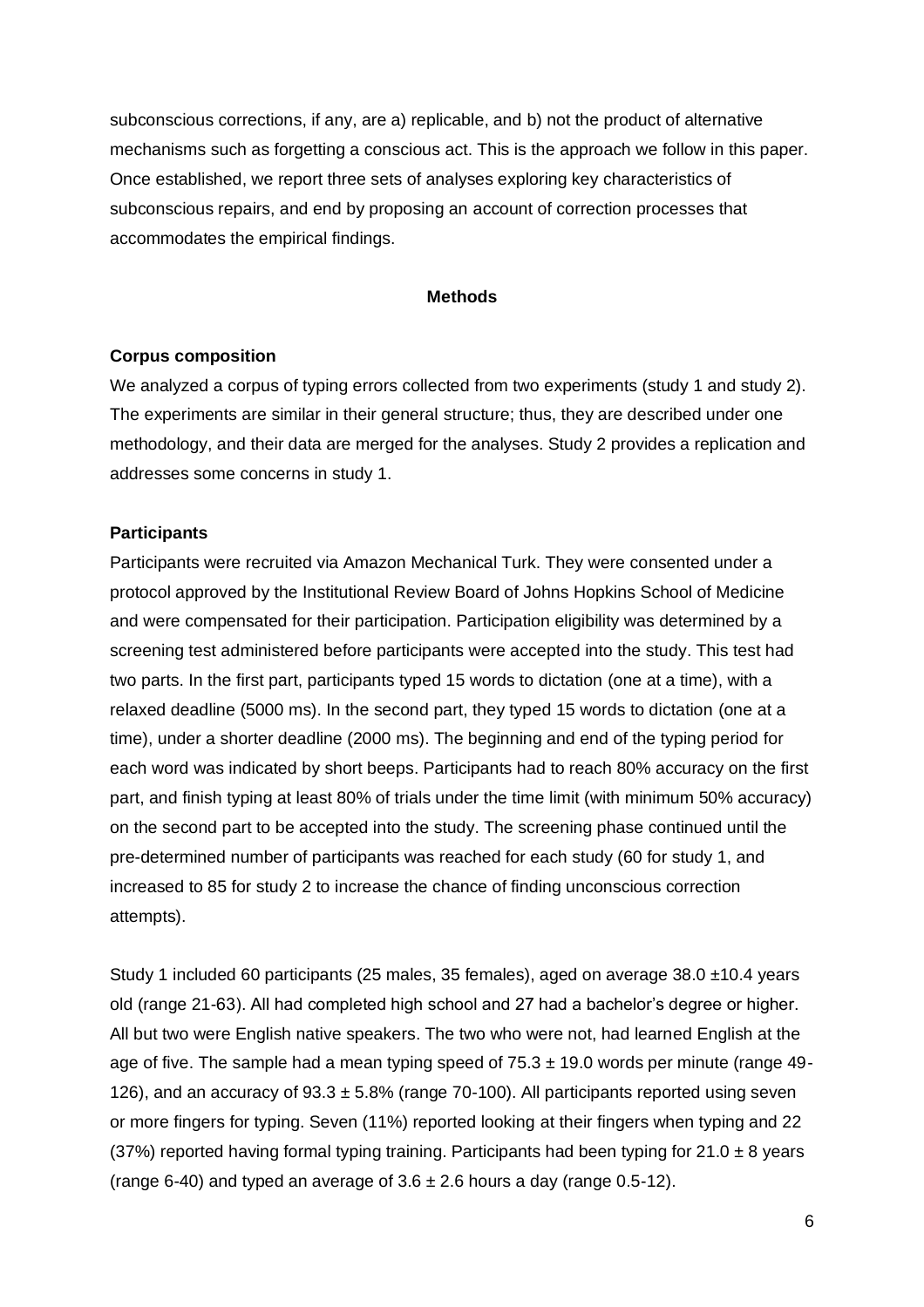subconscious corrections, if any, are a) replicable, and b) not the product of alternative mechanisms such as forgetting a conscious act. This is the approach we follow in this paper. Once established, we report three sets of analyses exploring key characteristics of subconscious repairs, and end by proposing an account of correction processes that accommodates the empirical findings.

## Methods

### Corpus composition

We analyzed a corpus of typing errors collected from two experiments (study 1 and study 2). The experiments are similar in their general structure; thus, they are described under one methodology, and their data are merged for the analyses. Study 2 provides a replication and addresses some concerns in study 1.

### Participants

Participants were recruited via Amazon Mechanical Turk. They were consented under a protocol approved by the Institutional Review Board of Johns Hopkins School of Medicine and were compensated for their participation. Participation eligibility was determined by a screening test administered before participants were accepted into the study. This test had two parts. In the first part, participants typed 15 words to dictation (one at a time), with a relaxed deadline (5000 ms). In the second part, they typed 15 words to dictation (one at a time), under a shorter deadline (2000 ms). The beginning and end of the typing period for each word was indicated by short beeps. Participants had to reach 80% accuracy on the first part, and finish typing at least 80% of trials under the time limit (with minimum 50% accuracy) on the second part to be accepted into the study. The screening phase continued until the pre-determined number of participants was reached for each study (60 for study 1, and increased to 85 for study 2 to increase the chance of finding unconscious correction attempts).

Study 1 included 60 participants (25 males, 35 females), aged on average 38.0 ±10.4 years old (range 21-63). All had completed high school and 27 had a bachelor's degree or higher. All but two were English native speakers. The two who were not, had learned English at the age of five. The sample had a mean typing speed of 75.3 ± 19.0 words per minute (range 49-126), and an accuracy of 93.3 ± 5.8% (range 70-100). All participants reported using seven or more fingers for typing. Seven (11%) reported looking at their fingers when typing and 22 (37%) reported having formal typing training. Participants had been typing for 21.0 ± 8 years (range 6-40) and typed an average of 3.6 ± 2.6 hours a day (range 0.5-12).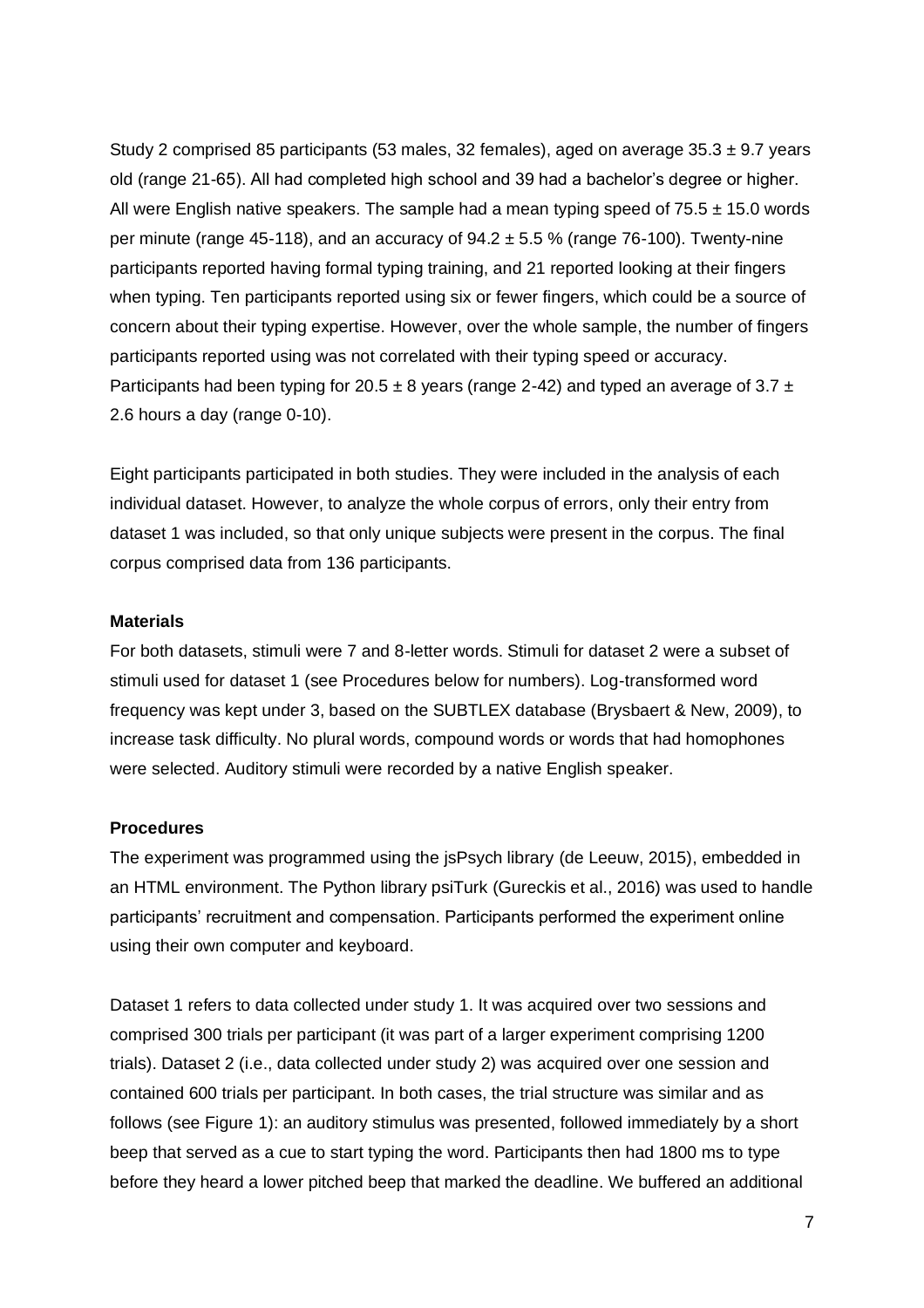Study 2 comprised 85 participants (53 males, 32 females), aged on average 35.3 ± 9.7 years old (range 21-65). All had completed high school and 39 had a bachelor's degree or higher. All were English native speakers. The sample had a mean typing speed of 75.5 ± 15.0 words per minute (range 45-118), and an accuracy of 94.2 ± 5.5 % (range 76-100). Twenty-nine participants reported having formal typing training, and 21 reported looking at their fingers when typing. Ten participants reported using six or fewer fingers, which could be a source of concern about their typing expertise. However, over the whole sample, the number of fingers participants reported using was not correlated with their typing speed or accuracy. Participants had been typing for 20.5 ± 8 years (range 2-42) and typed an average of 3.7 ± 2.6 hours a day (range 0-10).

Eight participants participated in both studies. They were included in the analysis of each individual dataset. However, to analyze the whole corpus of errors, only their entry from dataset 1 was included, so that only unique subjects were present in the corpus. The final corpus comprised data from 136 participants.

**Materials**

For both datasets, stimuli were 7 and 8-letter words. Stimuli for dataset 2 were a subset of stimuli used for dataset 1 (see Procedures below for numbers). Log-transformed word frequency was kept under 3, based on the SUBTLEX database (Brysbaert & New, 2009), to increase task difficulty. No plural words, compound words or words that had homophones were selected. Auditory stimuli were recorded by a native English speaker.

**Procedures**

The experiment was programmed using the jsPsych library (de Leeuw, 2015), embedded in an HTML environment. The Python library psiTurk (Gureckis et al., 2016) was used to handle participants' recruitment and compensation. Participants performed the experiment online using their own computer and keyboard.

Dataset 1 refers to data collected under study 1. It was acquired over two sessions and comprised 300 trials per participant (it was part of a larger experiment comprising 1200 trials). Dataset 2 (i.e., data collected under study 2) was acquired over one session and contained 600 trials per participant. In both cases, the trial structure was similar and as follows (see Figure 1): an auditory stimulus was presented, followed immediately by a short beep that served as a cue to start typing the word. Participants then had 1800 ms to type before they heard a lower pitched beep that marked the deadline. We buffered an additional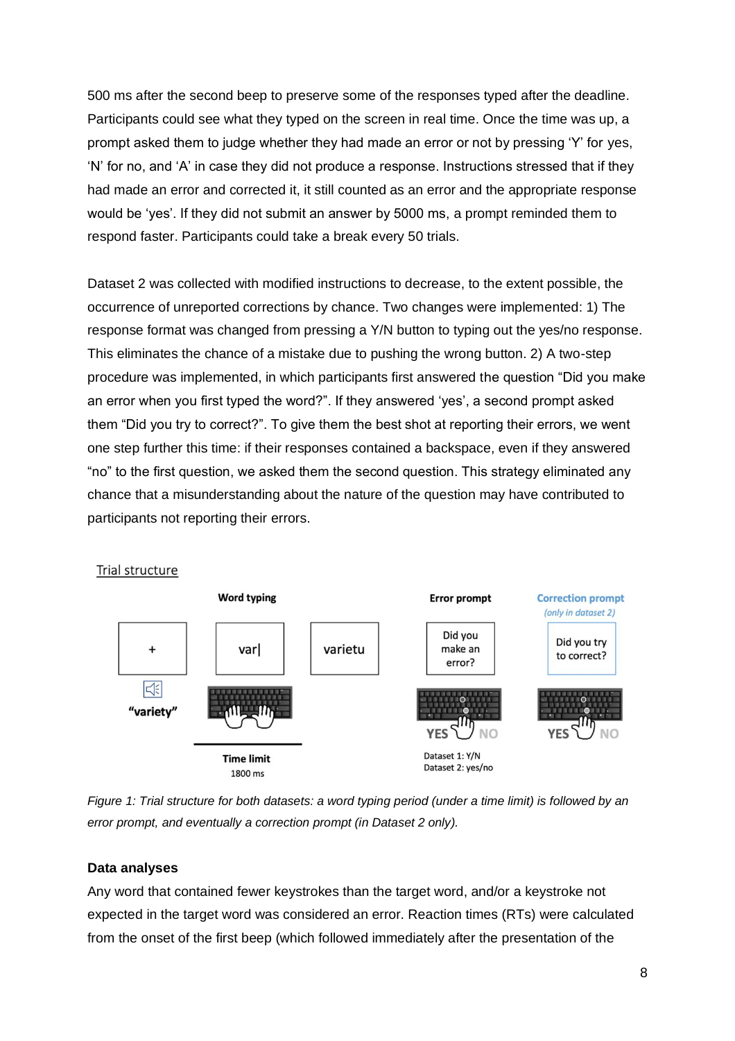500 ms after the second beep to preserve some of the responses typed after the deadline. Participants could see what they typed on the screen in real time. Once the time was up, a prompt asked them to judge whether they had made an error or not by pressing 'Y' for yes, 'N' for no, and 'A' in case they did not produce a response. Instructions stressed that if they had made an error and corrected it, it still counted as an error and the appropriate response would be 'yes'. If they did not submit an answer by 5000 ms, a prompt reminded them to respond faster. Participants could take a break every 50 trials.

Dataset 2 was collected with modified instructions to decrease, to the extent possible, the occurrence of unreported corrections by chance. Two changes were implemented: 1) The response format was changed from pressing a Y/N button to typing out the yes/no response. This eliminates the chance of a mistake due to pushing the wrong button. 2) A two-step procedure was implemented, in which participants first answered the question "Did you make an error when you first typed the word?". If they answered 'yes', a second prompt asked them "Did you try to correct?". To give them the best shot at reporting their errors, we went one step further this time: if their responses contained a backspace, even if they answered "no" to the first question, we asked them the second question. This strategy eliminated any chance that a misunderstanding about the nature of the question may have contributed to participants not reporting their errors.

Trial structure

Word typing | Error prompt | Correction prompt (only in dataset 2)

+ | "variety" | var| | varietu | Did you make an error? | Did you try to correct?

Time limit 1800 ms | YES NO | Dataset 1: Y/N Dataset 2: yes/no | YES NO

*Figure 1: Trial structure for both datasets: a word typing period (under a time limit) is followed by an error prompt, and eventually a correction prompt (in Dataset 2 only).*

**Data analyses**

Any word that contained fewer keystrokes than the target word, and/or a keystroke not expected in the target word was considered an error. Reaction times (RTs) were calculated from the onset of the first beep (which followed immediately after the presentation of the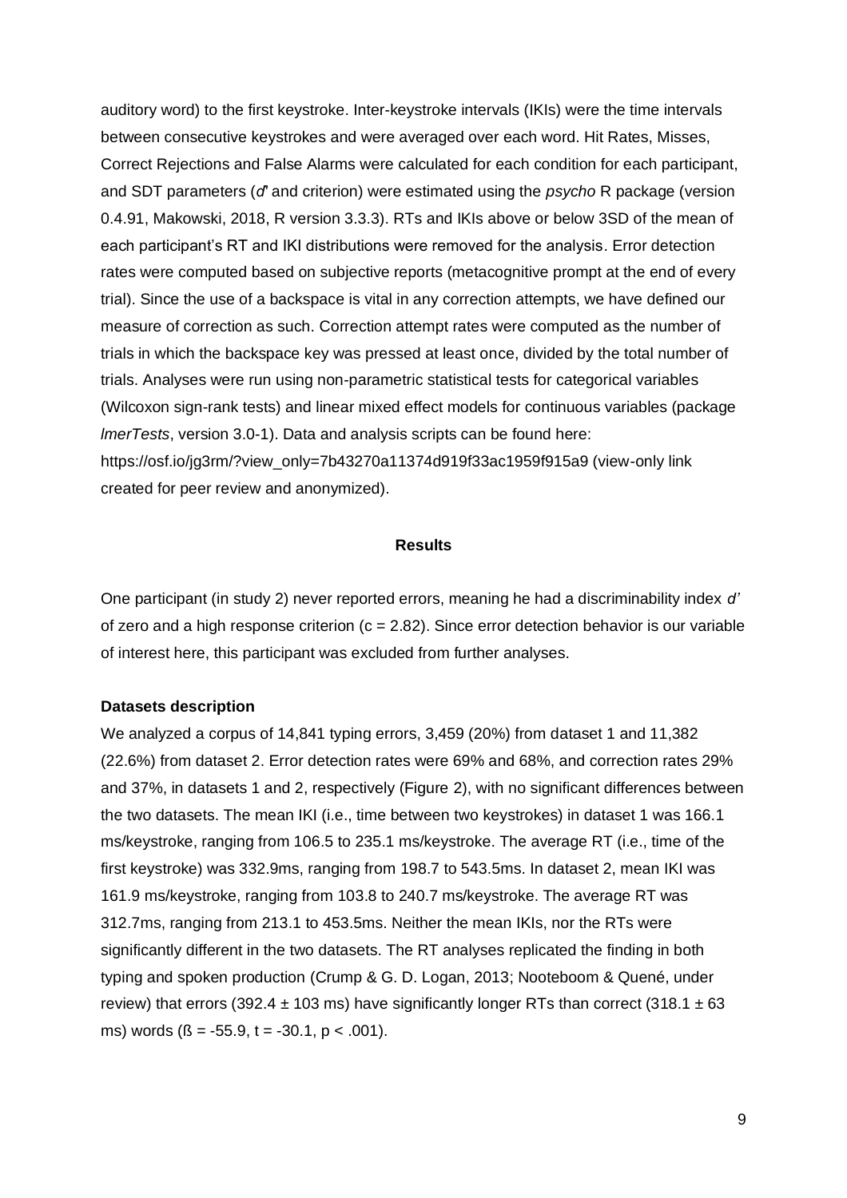auditory word) to the first keystroke. Inter-keystroke intervals (IKIs) were the time intervals between consecutive keystrokes and were averaged over each word. Hit Rates, Misses, Correct Rejections and False Alarms were calculated for each condition for each participant, and SDT parameters (*d'* and criterion) were estimated using the *psycho* R package (version 0.4.91, Makowski, 2018, R version 3.3.3). RTs and IKIs above or below 3SD of the mean of each participant's RT and IKI distributions were removed for the analysis. Error detection rates were computed based on subjective reports (metacognitive prompt at the end of every trial). Since the use of a backspace is vital in any correction attempts, we have defined our measure of correction as such. Correction attempt rates were computed as the number of trials in which the backspace key was pressed at least once, divided by the total number of trials. Analyses were run using non-parametric statistical tests for categorical variables (Wilcoxon sign-rank tests) and linear mixed effect models for continuous variables (package *lmerTests*, version 3.0-1). Data and analysis scripts can be found here: https://osf.io/jg3rm/?view_only=7b43270a11374d919f33ac1959f915a9 (view-only link created for peer review and anonymized).

## Results

One participant (in study 2) never reported errors, meaning he had a discriminability index *d'* of zero and a high response criterion ($c = 2.82$). Since error detection behavior is our variable of interest here, this participant was excluded from further analyses.

### Datasets description

We analyzed a corpus of 14,841 typing errors, 3,459 (20%) from dataset 1 and 11,382 (22.6%) from dataset 2. Error detection rates were 69% and 68%, and correction rates 29% and 37%, in datasets 1 and 2, respectively (Figure 2), with no significant differences between the two datasets. The mean IKI (i.e., time between two keystrokes) in dataset 1 was 166.1 ms/keystroke, ranging from 106.5 to 235.1 ms/keystroke. The average RT (i.e., time of the first keystroke) was 332.9ms, ranging from 198.7 to 543.5ms. In dataset 2, mean IKI was 161.9 ms/keystroke, ranging from 103.8 to 240.7 ms/keystroke. The average RT was 312.7ms, ranging from 213.1 to 453.5ms. Neither the mean IKIs, nor the RTs were significantly different in the two datasets. The RT analyses replicated the finding in both typing and spoken production (Crump & G. D. Logan, 2013; Nooteboom & Quené, under review) that errors ($392.4 \pm 103$ ms) have significantly longer RTs than correct ($318.1 \pm 63$ ms) words ($ß = -55.9$, $t = -30.1$, $p < .001$).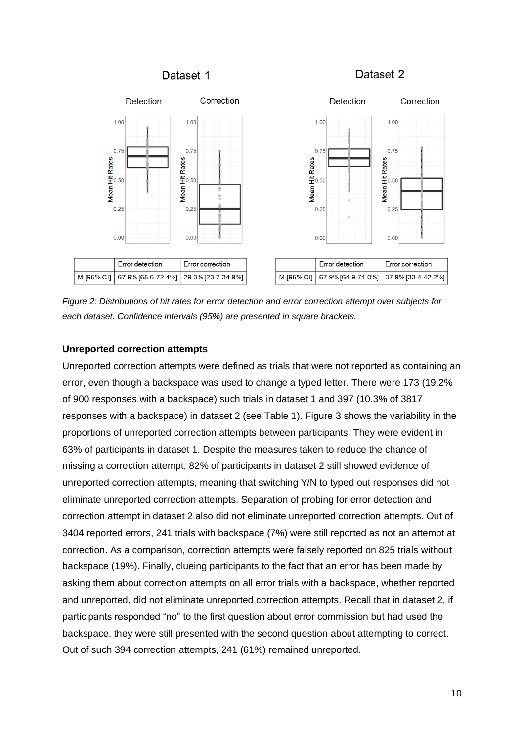| | Error detection | Error correction |
|---|---|---|
| M [95% CI] | 67.9% [65.6-72.4%] | 29.3% [23.7-34.8%] |

| | Error detection | Error correction |
|---|---|---|
| M [95% CI] | 67.9% [64.9-71.0%] | 37.8% [33.4-42.2%] |

*Figure 2: Distributions of hit rates for error detection and error correction attempt over subjects for each dataset. Confidence intervals (95%) are presented in square brackets.*

**Unreported correction attempts**

Unreported correction attempts were defined as trials that were not reported as containing an error, even though a backspace was used to change a typed letter. There were 173 (19.2% of 900 responses with a backspace) such trials in dataset 1 and 397 (10.3% of 3817 responses with a backspace) in dataset 2 (see Table 1). Figure 3 shows the variability in the proportions of unreported correction attempts between participants. They were evident in 63% of participants in dataset 1. Despite the measures taken to reduce the chance of missing a correction attempt, 82% of participants in dataset 2 still showed evidence of unreported correction attempts, meaning that switching Y/N to typed out responses did not eliminate unreported correction attempts. Separation of probing for error detection and correction attempt in dataset 2 also did not eliminate unreported correction attempts. Out of 3404 reported errors, 241 trials with backspace (7%) were still reported as not an attempt at correction. As a comparison, correction attempts were falsely reported on 825 trials without backspace (19%). Finally, clueing participants to the fact that an error has been made by asking them about correction attempts on all error trials with a backspace, whether reported and unreported, did not eliminate unreported correction attempts. Recall that in dataset 2, if participants responded "no" to the first question about error commission but had used the backspace, they were still presented with the second question about attempting to correct. Out of such 394 correction attempts, 241 (61%) remained unreported.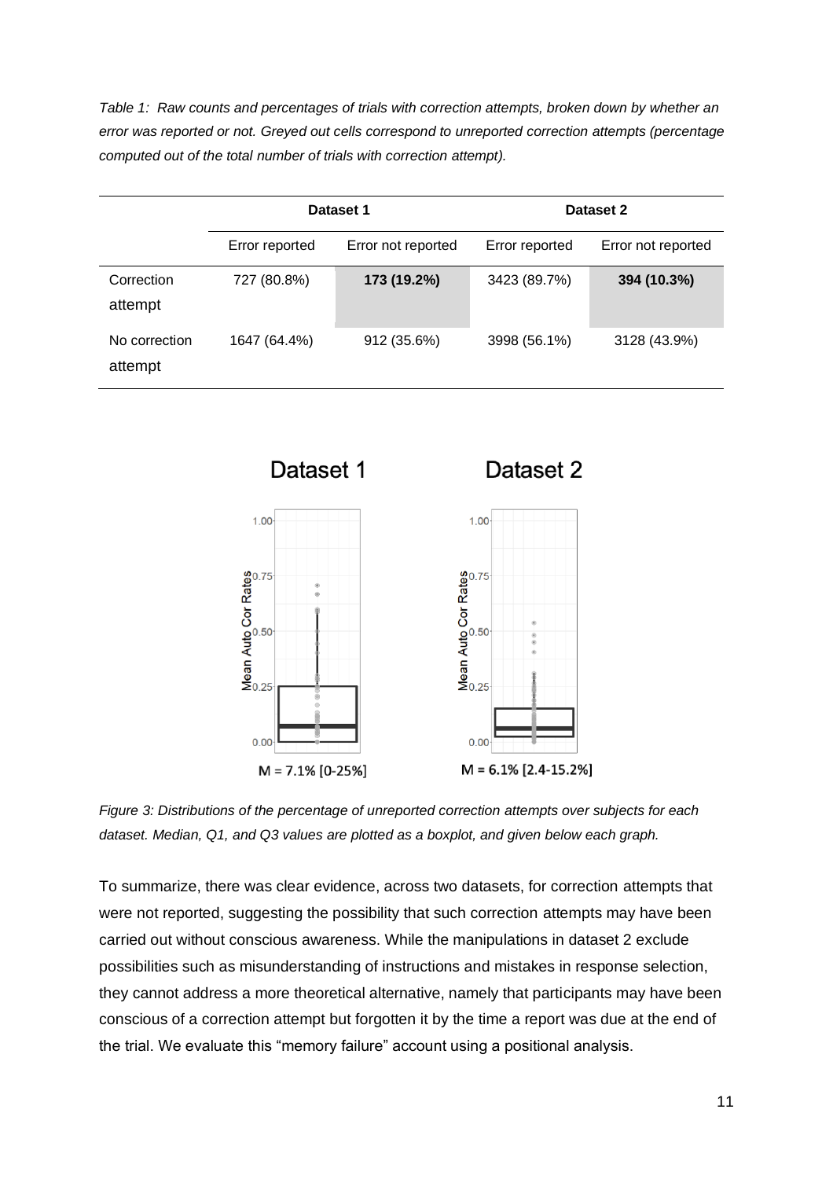*Table 1: Raw counts and percentages of trials with correction attempts, broken down by whether an error was reported or not. Greyed out cells correspond to unreported correction attempts (percentage computed out of the total number of trials with correction attempt).*

| | Dataset 1 | | Dataset 2 | |
|---|---|---|---|---|
| | Error reported | Error not reported | Error reported | Error not reported |
| Correction attempt | 727 (80.8%) | **173 (19.2%)** | 3423 (89.7%) | **394 (10.3%)** |
| No correction attempt | 1647 (64.4%) | 912 (35.6%) | 3998 (56.1%) | 3128 (43.9%) |

M = 7.1% [0-25%]

M = 6.1% [2.4-15.2%]

*Figure 3: Distributions of the percentage of unreported correction attempts over subjects for each dataset. Median, Q1, and Q3 values are plotted as a boxplot, and given below each graph.*

To summarize, there was clear evidence, across two datasets, for correction attempts that were not reported, suggesting the possibility that such correction attempts may have been carried out without conscious awareness. While the manipulations in dataset 2 exclude possibilities such as misunderstanding of instructions and mistakes in response selection, they cannot address a more theoretical alternative, namely that participants may have been conscious of a correction attempt but forgotten it by the time a report was due at the end of the trial. We evaluate this "memory failure" account using a positional analysis.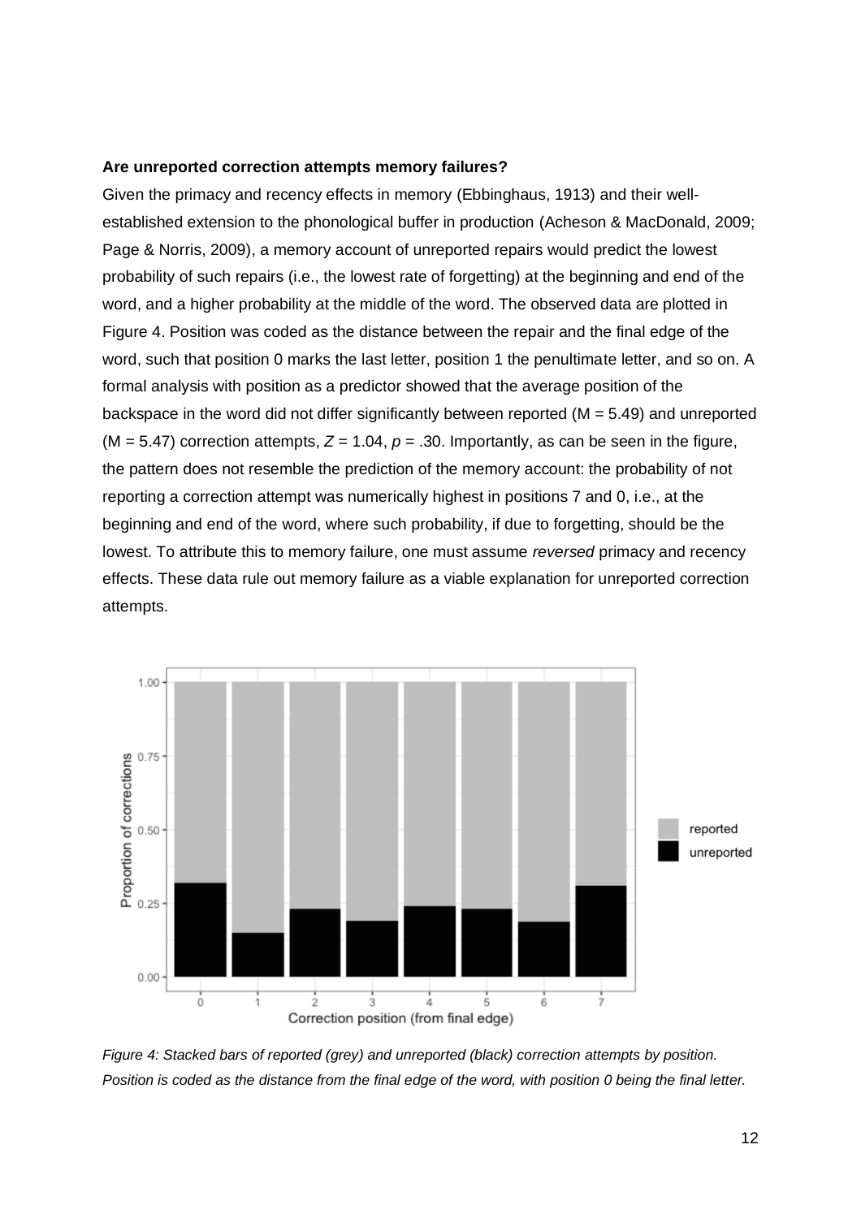**Are unreported correction attempts memory failures?**

Given the primacy and recency effects in memory (Ebbinghaus, 1913) and their well-established extension to the phonological buffer in production (Acheson & MacDonald, 2009; Page & Norris, 2009), a memory account of unreported repairs would predict the lowest probability of such repairs (i.e., the lowest rate of forgetting) at the beginning and end of the word, and a higher probability at the middle of the word. The observed data are plotted in Figure 4. Position was coded as the distance between the repair and the final edge of the word, such that position 0 marks the last letter, position 1 the penultimate letter, and so on. A formal analysis with position as a predictor showed that the average position of the backspace in the word did not differ significantly between reported (M = 5.49) and unreported (M = 5.47) correction attempts, $Z = 1.04$, $p = .30$. Importantly, as can be seen in the figure, the pattern does not resemble the prediction of the memory account: the probability of not reporting a correction attempt was numerically highest in positions 7 and 0, i.e., at the beginning and end of the word, where such probability, if due to forgetting, should be the lowest. To attribute this to memory failure, one must assume *reversed* primacy and recency effects. These data rule out memory failure as a viable explanation for unreported correction attempts.

*Figure 4: Stacked bars of reported (grey) and unreported (black) correction attempts by position. Position is coded as the distance from the final edge of the word, with position 0 being the final letter.*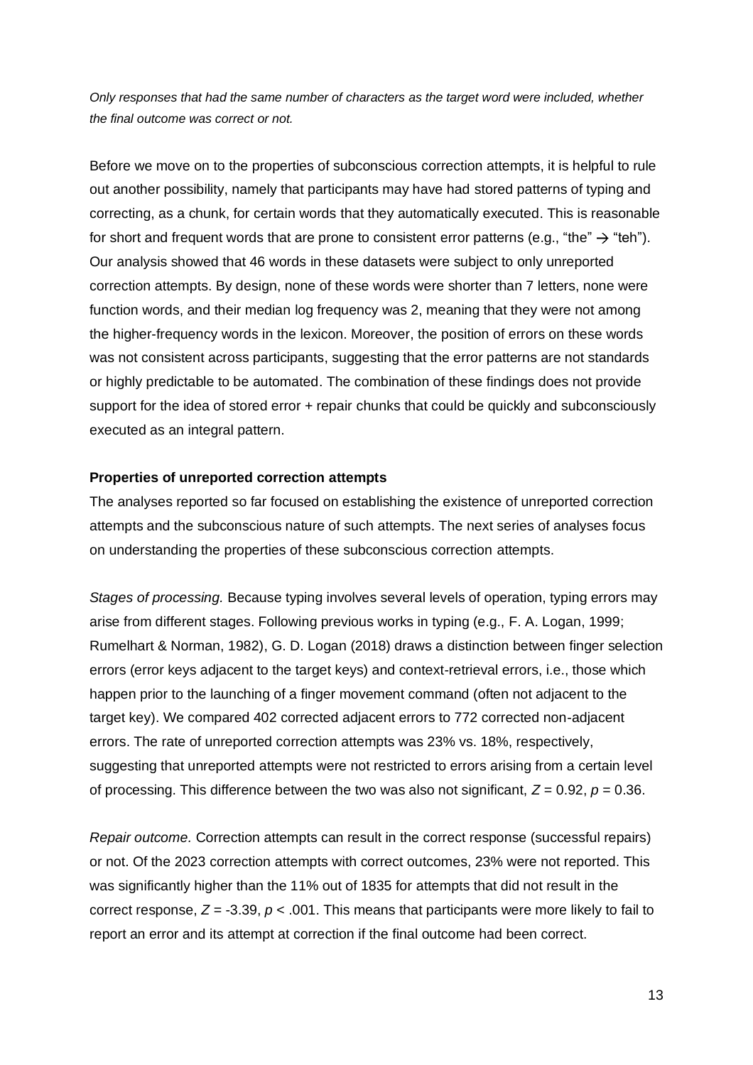*Only responses that had the same number of characters as the target word were included, whether the final outcome was correct or not.*

Before we move on to the properties of subconscious correction attempts, it is helpful to rule out another possibility, namely that participants may have had stored patterns of typing and correcting, as a chunk, for certain words that they automatically executed. This is reasonable for short and frequent words that are prone to consistent error patterns (e.g., “the” → “teh”). Our analysis showed that 46 words in these datasets were subject to only unreported correction attempts. By design, none of these words were shorter than 7 letters, none were function words, and their median log frequency was 2, meaning that they were not among the higher-frequency words in the lexicon. Moreover, the position of errors on these words was not consistent across participants, suggesting that the error patterns are not standards or highly predictable to be automated. The combination of these findings does not provide support for the idea of stored error + repair chunks that could be quickly and subconsciously executed as an integral pattern.

**Properties of unreported correction attempts**

The analyses reported so far focused on establishing the existence of unreported correction attempts and the subconscious nature of such attempts. The next series of analyses focus on understanding the properties of these subconscious correction attempts.

*Stages of processing.* Because typing involves several levels of operation, typing errors may arise from different stages. Following previous works in typing (e.g., F. A. Logan, 1999; Rumelhart & Norman, 1982), G. D. Logan (2018) draws a distinction between finger selection errors (error keys adjacent to the target keys) and context-retrieval errors, i.e., those which happen prior to the launching of a finger movement command (often not adjacent to the target key). We compared 402 corrected adjacent errors to 772 corrected non-adjacent errors. The rate of unreported correction attempts was 23% vs. 18%, respectively, suggesting that unreported attempts were not restricted to errors arising from a certain level of processing. This difference between the two was also not significant, $Z = 0.92$, $p = 0.36$.

*Repair outcome.* Correction attempts can result in the correct response (successful repairs) or not. Of the 2023 correction attempts with correct outcomes, 23% were not reported. This was significantly higher than the 11% out of 1835 for attempts that did not result in the correct response, $Z = -3.39$, $p < .001$. This means that participants were more likely to fail to report an error and its attempt at correction if the final outcome had been correct.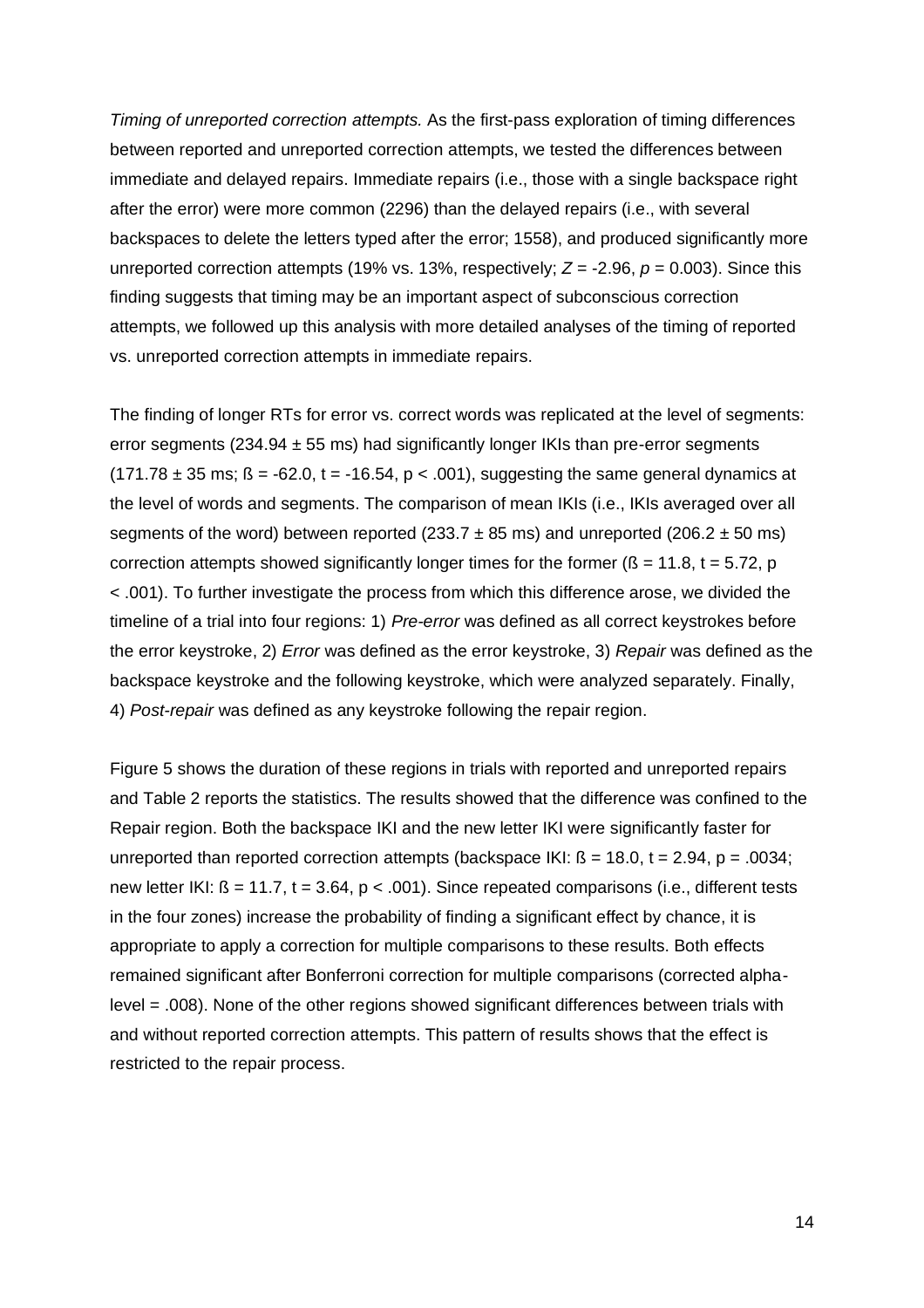*Timing of unreported correction attempts.* As the first-pass exploration of timing differences between reported and unreported correction attempts, we tested the differences between immediate and delayed repairs. Immediate repairs (i.e., those with a single backspace right after the error) were more common (2296) than the delayed repairs (i.e., with several backspaces to delete the letters typed after the error; 1558), and produced significantly more unreported correction attempts (19% vs. 13%, respectively; $Z = -2.96$, $p = 0.003$). Since this finding suggests that timing may be an important aspect of subconscious correction attempts, we followed up this analysis with more detailed analyses of the timing of reported vs. unreported correction attempts in immediate repairs.

The finding of longer RTs for error vs. correct words was replicated at the level of segments: error segments ($234.94 \pm 55$ ms) had significantly longer IKIs than pre-error segments ($171.78 \pm 35$ ms; $ß = -62.0$, $t = -16.54$, $p < .001$), suggesting the same general dynamics at the level of words and segments. The comparison of mean IKIs (i.e., IKIs averaged over all segments of the word) between reported ($233.7 \pm 85$ ms) and unreported ($206.2 \pm 50$ ms) correction attempts showed significantly longer times for the former ($ß = 11.8$, $t = 5.72$, $p < .001$). To further investigate the process from which this difference arose, we divided the timeline of a trial into four regions: 1) *Pre-error* was defined as all correct keystrokes before the error keystroke, 2) *Error* was defined as the error keystroke, 3) *Repair* was defined as the backspace keystroke and the following keystroke, which were analyzed separately. Finally, 4) *Post-repair* was defined as any keystroke following the repair region.

Figure 5 shows the duration of these regions in trials with reported and unreported repairs and Table 2 reports the statistics. The results showed that the difference was confined to the Repair region. Both the backspace IKI and the new letter IKI were significantly faster for unreported than reported correction attempts (backspace IKI: $ß = 18.0$, $t = 2.94$, $p = .0034$; new letter IKI: $ß = 11.7$, $t = 3.64$, $p < .001$). Since repeated comparisons (i.e., different tests in the four zones) increase the probability of finding a significant effect by chance, it is appropriate to apply a correction for multiple comparisons to these results. Both effects remained significant after Bonferroni correction for multiple comparisons (corrected alpha-level = .008). None of the other regions showed significant differences between trials with and without reported correction attempts. This pattern of results shows that the effect is restricted to the repair process.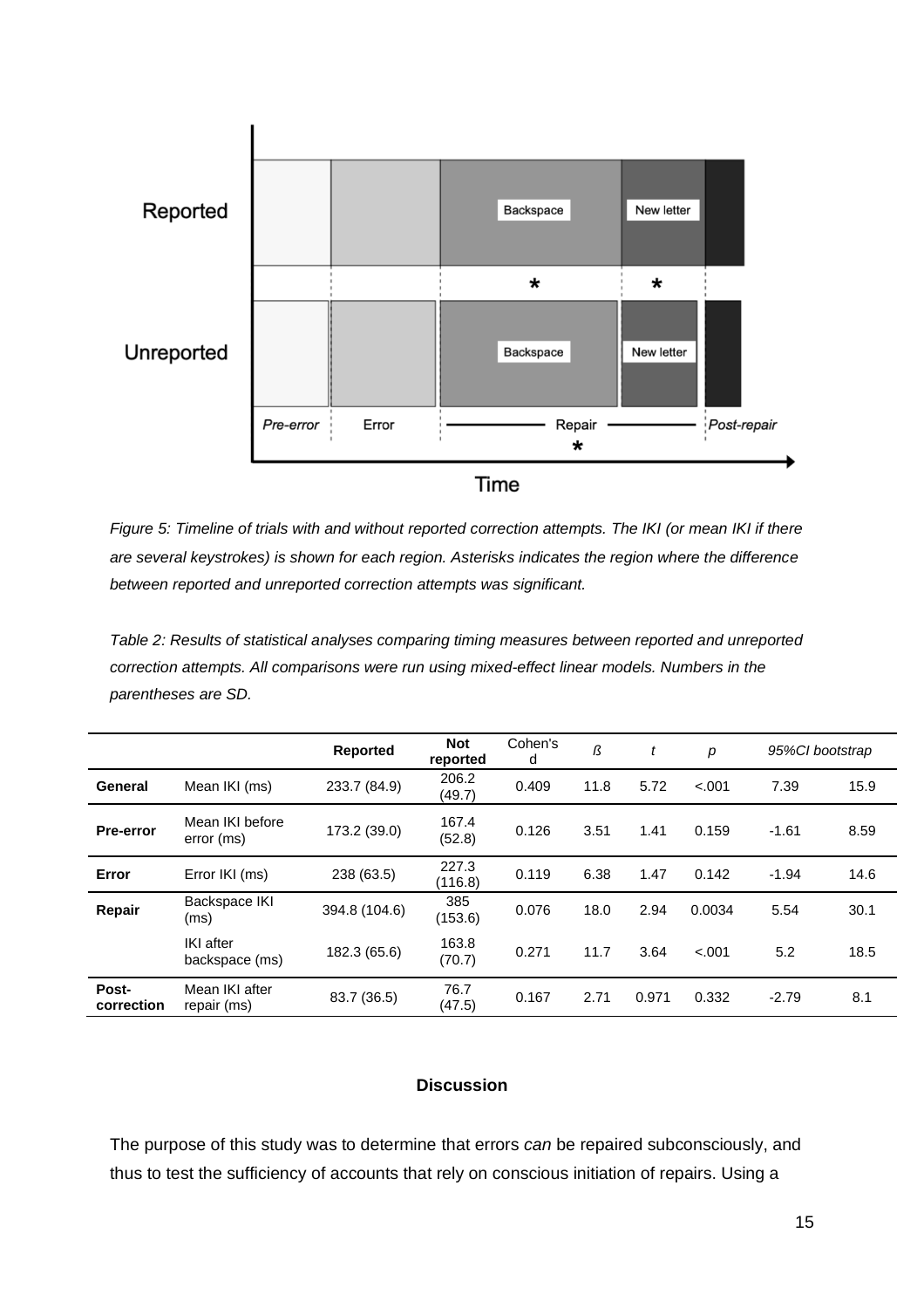*Figure 5: Timeline of trials with and without reported correction attempts. The IKI (or mean IKI if there are several keystrokes) is shown for each region. Asterisks indicates the region where the difference between reported and unreported correction attempts was significant.*

*Table 2: Results of statistical analyses comparing timing measures between reported and unreported correction attempts. All comparisons were run using mixed-effect linear models. Numbers in the parentheses are SD.*

| | | Reported | Not reported | Cohen's d | *ß* | *t* | *p* | *95%CI bootstrap* | |
|---|---|---|---|---|---|---|---|---|---|
| **General** | Mean IKI (ms) | 233.7 (84.9) | 206.2 (49.7) | 0.409 | 11.8 | 5.72 | <.001 | 7.39 | 15.9 |
| **Pre-error** | Mean IKI before error (ms) | 173.2 (39.0) | 167.4 (52.8) | 0.126 | 3.51 | 1.41 | 0.159 | -1.61 | 8.59 |
| **Error** | Error IKI (ms) | 238 (63.5) | 227.3 (116.8) | 0.119 | 6.38 | 1.47 | 0.142 | -1.94 | 14.6 |
| **Repair** | Backspace IKI (ms) | 394.8 (104.6) | 385 (153.6) | 0.076 | 18.0 | 2.94 | 0.0034 | 5.54 | 30.1 |
| | IKI after backspace (ms) | 182.3 (65.6) | 163.8 (70.7) | 0.271 | 11.7 | 3.64 | <.001 | 5.2 | 18.5 |
| **Post-correction** | Mean IKI after repair (ms) | 83.7 (36.5) | 76.7 (47.5) | 0.167 | 2.71 | 0.971 | 0.332 | -2.79 | 8.1 |

## Discussion

The purpose of this study was to determine that errors *can* be repaired subconsciously, and thus to test the sufficiency of accounts that rely on conscious initiation of repairs. Using a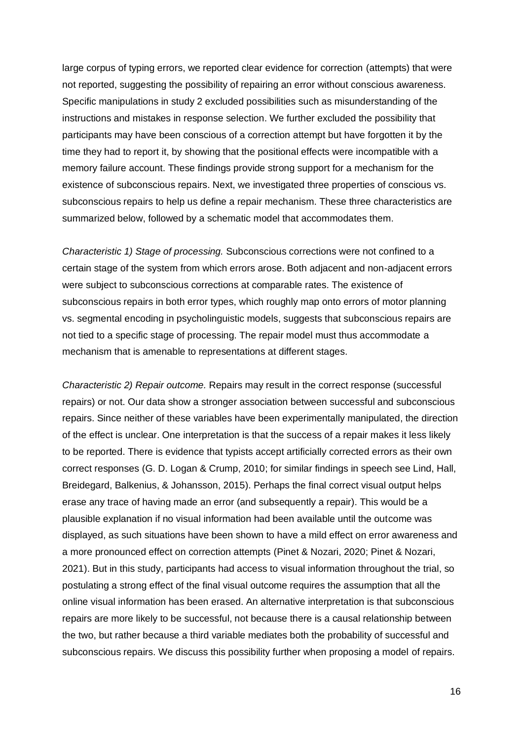large corpus of typing errors, we reported clear evidence for correction (attempts) that were not reported, suggesting the possibility of repairing an error without conscious awareness. Specific manipulations in study 2 excluded possibilities such as misunderstanding of the instructions and mistakes in response selection. We further excluded the possibility that participants may have been conscious of a correction attempt but have forgotten it by the time they had to report it, by showing that the positional effects were incompatible with a memory failure account. These findings provide strong support for a mechanism for the existence of subconscious repairs. Next, we investigated three properties of conscious vs. subconscious repairs to help us define a repair mechanism. These three characteristics are summarized below, followed by a schematic model that accommodates them.

*Characteristic 1) Stage of processing.* Subconscious corrections were not confined to a certain stage of the system from which errors arose. Both adjacent and non-adjacent errors were subject to subconscious corrections at comparable rates. The existence of subconscious repairs in both error types, which roughly map onto errors of motor planning vs. segmental encoding in psycholinguistic models, suggests that subconscious repairs are not tied to a specific stage of processing. The repair model must thus accommodate a mechanism that is amenable to representations at different stages.

*Characteristic 2) Repair outcome.* Repairs may result in the correct response (successful repairs) or not. Our data show a stronger association between successful and subconscious repairs. Since neither of these variables have been experimentally manipulated, the direction of the effect is unclear. One interpretation is that the success of a repair makes it less likely to be reported. There is evidence that typists accept artificially corrected errors as their own correct responses (G. D. Logan & Crump, 2010; for similar findings in speech see Lind, Hall, Breidegard, Balkenius, & Johansson, 2015). Perhaps the final correct visual output helps erase any trace of having made an error (and subsequently a repair). This would be a plausible explanation if no visual information had been available until the outcome was displayed, as such situations have been shown to have a mild effect on error awareness and a more pronounced effect on correction attempts (Pinet & Nozari, 2020; Pinet & Nozari, 2021). But in this study, participants had access to visual information throughout the trial, so postulating a strong effect of the final visual outcome requires the assumption that all the online visual information has been erased. An alternative interpretation is that subconscious repairs are more likely to be successful, not because there is a causal relationship between the two, but rather because a third variable mediates both the probability of successful and subconscious repairs. We discuss this possibility further when proposing a model of repairs.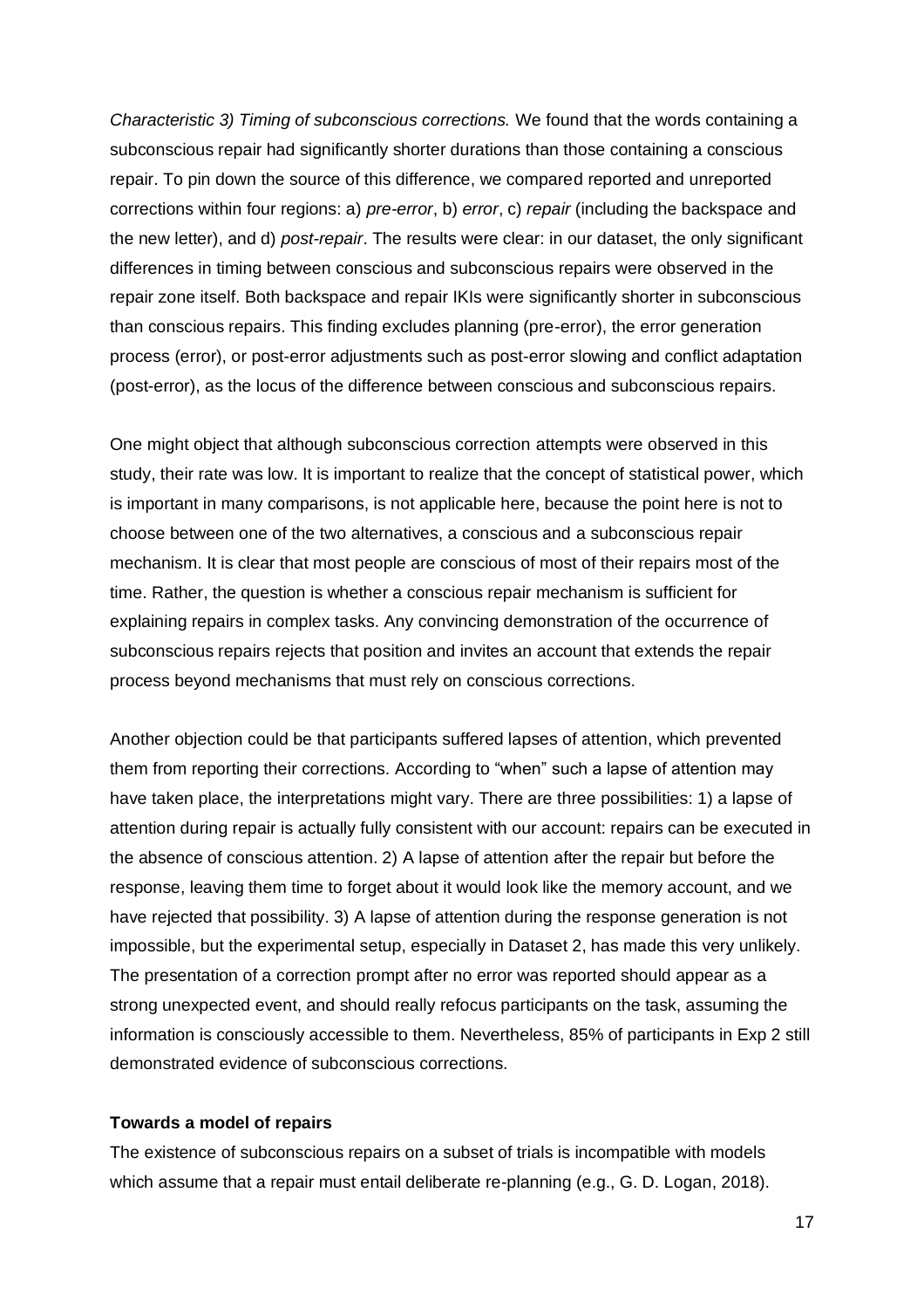*Characteristic 3) Timing of subconscious corrections.* We found that the words containing a subconscious repair had significantly shorter durations than those containing a conscious repair. To pin down the source of this difference, we compared reported and unreported corrections within four regions: a) *pre-error*, b) *error*, c) *repair* (including the backspace and the new letter), and d) *post-repair*. The results were clear: in our dataset, the only significant differences in timing between conscious and subconscious repairs were observed in the repair zone itself. Both backspace and repair IKIs were significantly shorter in subconscious than conscious repairs. This finding excludes planning (pre-error), the error generation process (error), or post-error adjustments such as post-error slowing and conflict adaptation (post-error), as the locus of the difference between conscious and subconscious repairs.

One might object that although subconscious correction attempts were observed in this study, their rate was low. It is important to realize that the concept of statistical power, which is important in many comparisons, is not applicable here, because the point here is not to choose between one of the two alternatives, a conscious and a subconscious repair mechanism. It is clear that most people are conscious of most of their repairs most of the time. Rather, the question is whether a conscious repair mechanism is sufficient for explaining repairs in complex tasks. Any convincing demonstration of the occurrence of subconscious repairs rejects that position and invites an account that extends the repair process beyond mechanisms that must rely on conscious corrections.

Another objection could be that participants suffered lapses of attention, which prevented them from reporting their corrections. According to "when" such a lapse of attention may have taken place, the interpretations might vary. There are three possibilities: 1) a lapse of attention during repair is actually fully consistent with our account: repairs can be executed in the absence of conscious attention. 2) A lapse of attention after the repair but before the response, leaving them time to forget about it would look like the memory account, and we have rejected that possibility. 3) A lapse of attention during the response generation is not impossible, but the experimental setup, especially in Dataset 2, has made this very unlikely. The presentation of a correction prompt after no error was reported should appear as a strong unexpected event, and should really refocus participants on the task, assuming the information is consciously accessible to them. Nevertheless, 85% of participants in Exp 2 still demonstrated evidence of subconscious corrections.

**Towards a model of repairs**

The existence of subconscious repairs on a subset of trials is incompatible with models which assume that a repair must entail deliberate re-planning (e.g., G. D. Logan, 2018).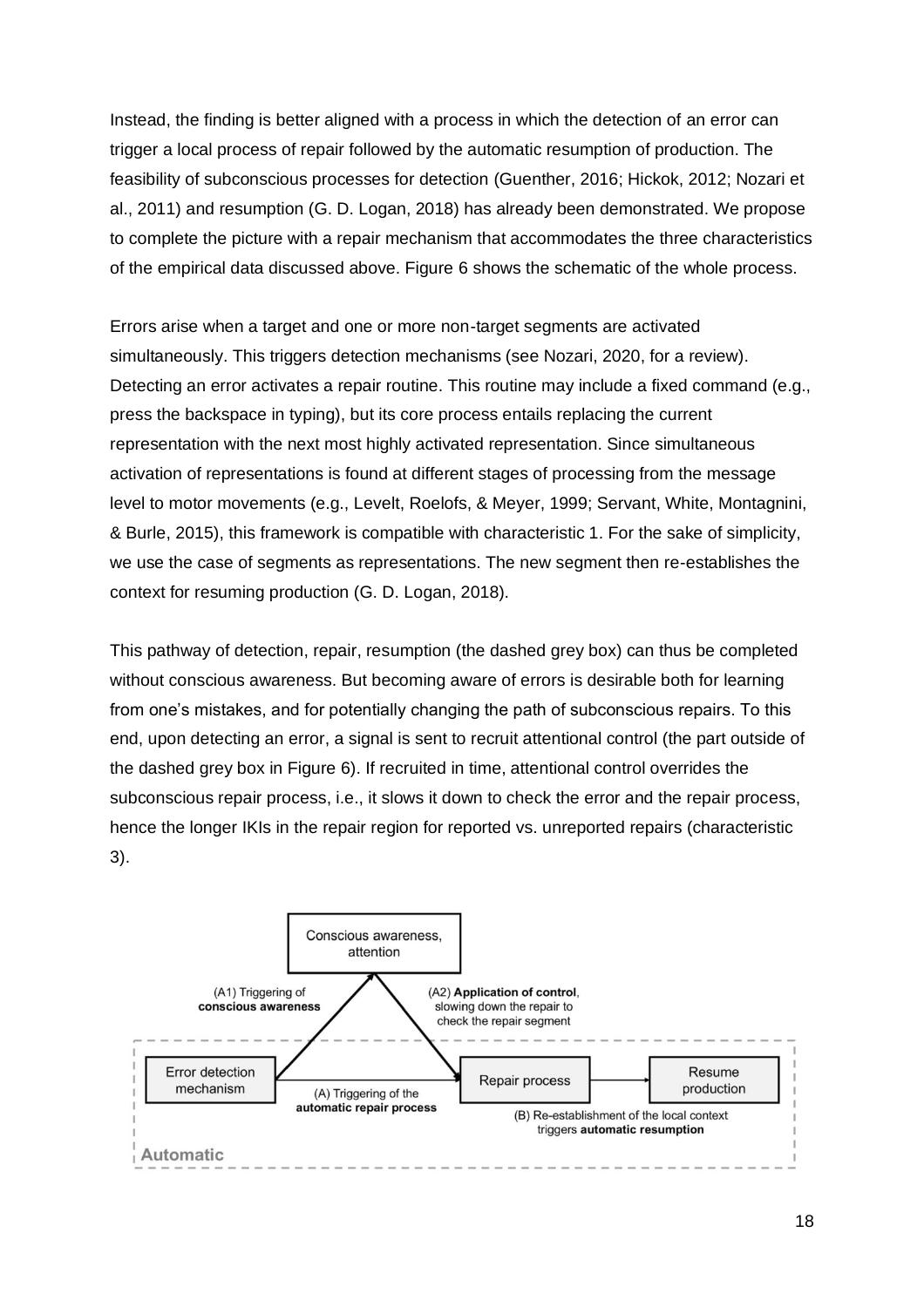Instead, the finding is better aligned with a process in which the detection of an error can trigger a local process of repair followed by the automatic resumption of production. The feasibility of subconscious processes for detection (Guenther, 2016; Hickok, 2012; Nozari et al., 2011) and resumption (G. D. Logan, 2018) has already been demonstrated. We propose to complete the picture with a repair mechanism that accommodates the three characteristics of the empirical data discussed above. Figure 6 shows the schematic of the whole process.

Errors arise when a target and one or more non-target segments are activated simultaneously. This triggers detection mechanisms (see Nozari, 2020, for a review). Detecting an error activates a repair routine. This routine may include a fixed command (e.g., press the backspace in typing), but its core process entails replacing the current representation with the next most highly activated representation. Since simultaneous activation of representations is found at different stages of processing from the message level to motor movements (e.g., Levelt, Roelofs, & Meyer, 1999; Servant, White, Montagnini, & Burle, 2015), this framework is compatible with characteristic 1. For the sake of simplicity, we use the case of segments as representations. The new segment then re-establishes the context for resuming production (G. D. Logan, 2018).

This pathway of detection, repair, resumption (the dashed grey box) can thus be completed without conscious awareness. But becoming aware of errors is desirable both for learning from one's mistakes, and for potentially changing the path of subconscious repairs. To this end, upon detecting an error, a signal is sent to recruit attentional control (the part outside of the dashed grey box in Figure 6). If recruited in time, attentional control overrides the subconscious repair process, i.e., it slows it down to check the error and the repair process, hence the longer IKIs in the repair region for reported vs. unreported repairs (characteristic 3).

Conscious awareness, attention

(A1) Triggering of **conscious awareness**

(A2) **Application of control**, slowing down the repair to check the repair segment

Error detection mechanism

(A) Triggering of the **automatic repair process**

Repair process

Resume production

(B) Re-establishment of the local context triggers **automatic resumption**

Automatic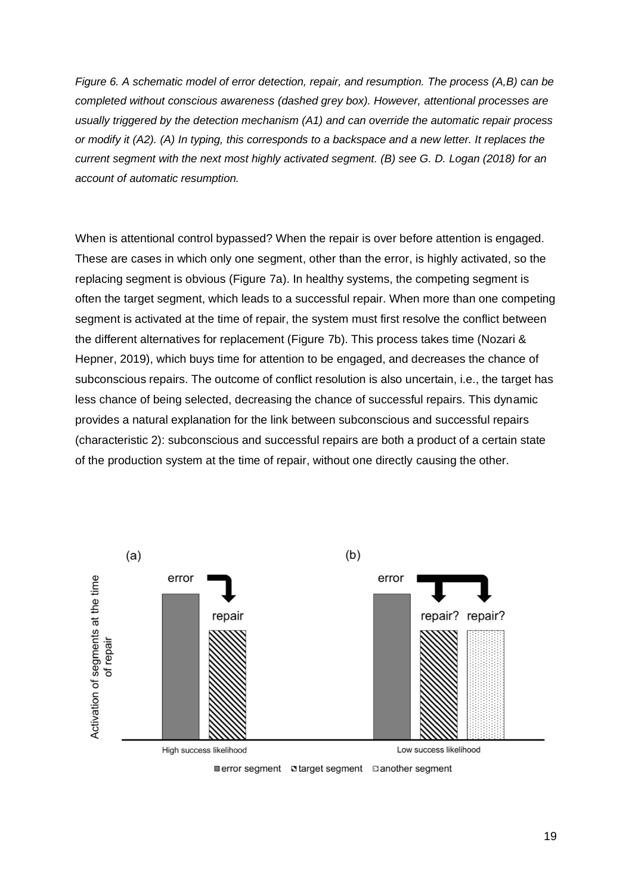*Figure 6. A schematic model of error detection, repair, and resumption. The process (A,B) can be completed without conscious awareness (dashed grey box). However, attentional processes are usually triggered by the detection mechanism (A1) and can override the automatic repair process or modify it (A2). (A) In typing, this corresponds to a backspace and a new letter. It replaces the current segment with the next most highly activated segment. (B) see G. D. Logan (2018) for an account of automatic resumption.*

When is attentional control bypassed? When the repair is over before attention is engaged. These are cases in which only one segment, other than the error, is highly activated, so the replacing segment is obvious (Figure 7a). In healthy systems, the competing segment is often the target segment, which leads to a successful repair. When more than one competing segment is activated at the time of repair, the system must first resolve the conflict between the different alternatives for replacement (Figure 7b). This process takes time (Nozari & Hepner, 2019), which buys time for attention to be engaged, and decreases the chance of subconscious repairs. The outcome of conflict resolution is also uncertain, i.e., the target has less chance of being selected, decreasing the chance of successful repairs. This dynamic provides a natural explanation for the link between subconscious and successful repairs (characteristic 2): subconscious and successful repairs are both a product of a certain state of the production system at the time of repair, without one directly causing the other.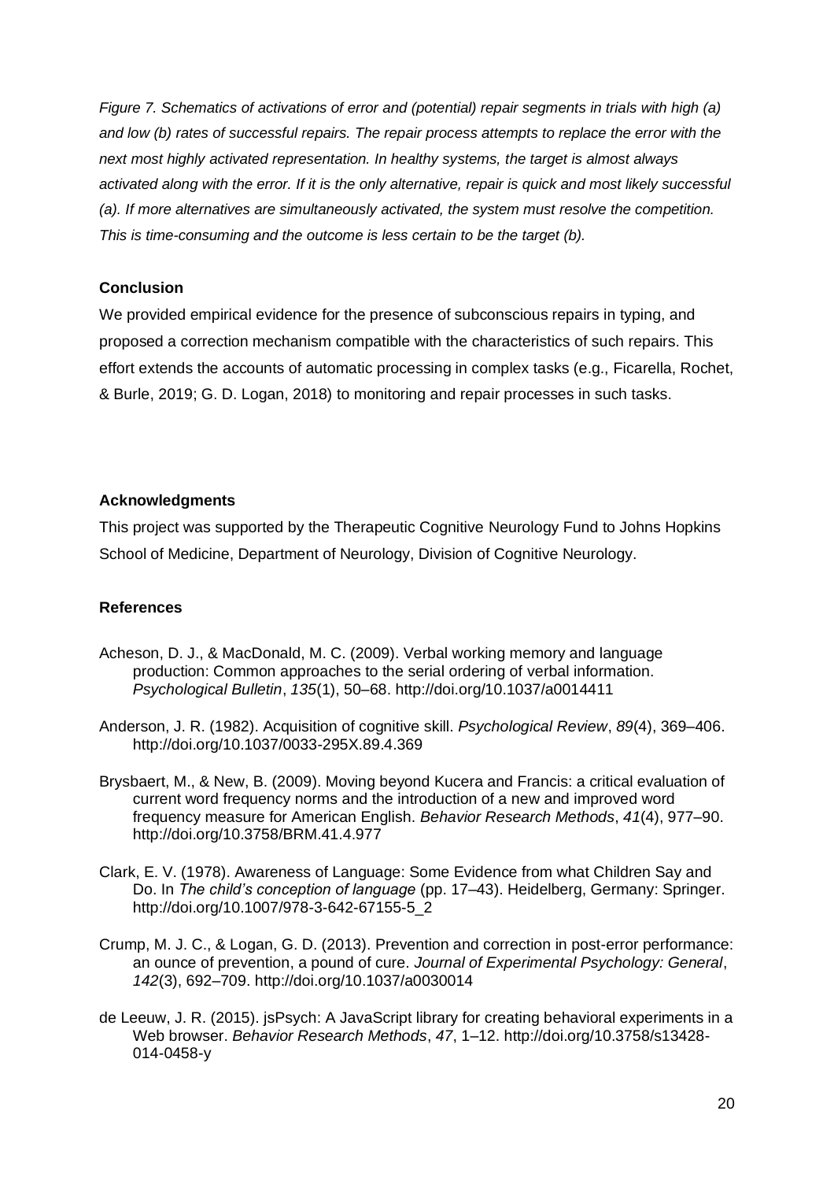*Figure 7. Schematics of activations of error and (potential) repair segments in trials with high (a) and low (b) rates of successful repairs. The repair process attempts to replace the error with the next most highly activated representation. In healthy systems, the target is almost always activated along with the error. If it is the only alternative, repair is quick and most likely successful (a). If more alternatives are simultaneously activated, the system must resolve the competition. This is time-consuming and the outcome is less certain to be the target (b).*

## Conclusion

We provided empirical evidence for the presence of subconscious repairs in typing, and proposed a correction mechanism compatible with the characteristics of such repairs. This effort extends the accounts of automatic processing in complex tasks (e.g., Ficarella, Rochet, & Burle, 2019; G. D. Logan, 2018) to monitoring and repair processes in such tasks.

## Acknowledgments

This project was supported by the Therapeutic Cognitive Neurology Fund to Johns Hopkins School of Medicine, Department of Neurology, Division of Cognitive Neurology.

## References

Acheson, D. J., & MacDonald, M. C. (2009). Verbal working memory and language production: Common approaches to the serial ordering of verbal information. *Psychological Bulletin*, *135*(1), 50–68. http://doi.org/10.1037/a0014411

Anderson, J. R. (1982). Acquisition of cognitive skill. *Psychological Review*, *89*(4), 369–406. http://doi.org/10.1037/0033-295X.89.4.369

Brysbaert, M., & New, B. (2009). Moving beyond Kucera and Francis: a critical evaluation of current word frequency norms and the introduction of a new and improved word frequency measure for American English. *Behavior Research Methods*, *41*(4), 977–90. http://doi.org/10.3758/BRM.41.4.977

Clark, E. V. (1978). Awareness of Language: Some Evidence from what Children Say and Do. In *The child's conception of language* (pp. 17–43). Heidelberg, Germany: Springer. http://doi.org/10.1007/978-3-642-67155-5_2

Crump, M. J. C., & Logan, G. D. (2013). Prevention and correction in post-error performance: an ounce of prevention, a pound of cure. *Journal of Experimental Psychology: General*, *142*(3), 692–709. http://doi.org/10.1037/a0030014

de Leeuw, J. R. (2015). jsPsych: A JavaScript library for creating behavioral experiments in a Web browser. *Behavior Research Methods*, *47*, 1–12. http://doi.org/10.3758/s13428-014-0458-y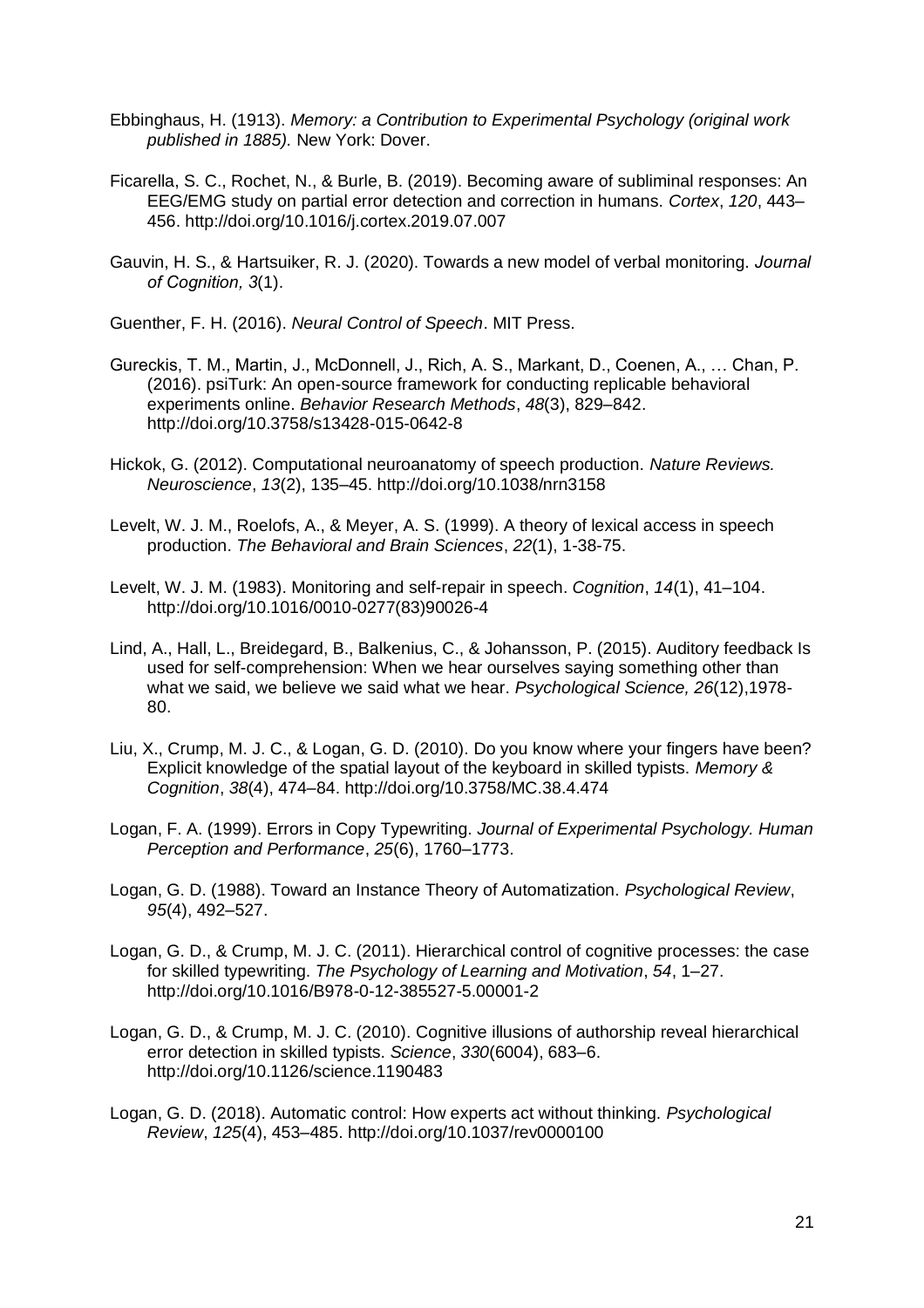Ebbinghaus, H. (1913). *Memory: a Contribution to Experimental Psychology (original work published in 1885).* New York: Dover.

Ficarella, S. C., Rochet, N., & Burle, B. (2019). Becoming aware of subliminal responses: An EEG/EMG study on partial error detection and correction in humans. *Cortex*, *120*, 443–456. http://doi.org/10.1016/j.cortex.2019.07.007

Gauvin, H. S., & Hartsuiker, R. J. (2020). Towards a new model of verbal monitoring. *Journal of Cognition, 3*(1).

Guenther, F. H. (2016). *Neural Control of Speech*. MIT Press.

Gureckis, T. M., Martin, J., McDonnell, J., Rich, A. S., Markant, D., Coenen, A., … Chan, P. (2016). psiTurk: An open-source framework for conducting replicable behavioral experiments online. *Behavior Research Methods*, *48*(3), 829–842. http://doi.org/10.3758/s13428-015-0642-8

Hickok, G. (2012). Computational neuroanatomy of speech production. *Nature Reviews. Neuroscience*, *13*(2), 135–45. http://doi.org/10.1038/nrn3158

Levelt, W. J. M., Roelofs, A., & Meyer, A. S. (1999). A theory of lexical access in speech production. *The Behavioral and Brain Sciences*, *22*(1), 1-38-75.

Levelt, W. J. M. (1983). Monitoring and self-repair in speech. *Cognition*, *14*(1), 41–104. http://doi.org/10.1016/0010-0277(83)90026-4

Lind, A., Hall, L., Breidegard, B., Balkenius, C., & Johansson, P. (2015). Auditory feedback Is used for self-comprehension: When we hear ourselves saying something other than what we said, we believe we said what we hear. *Psychological Science, 26*(12),1978-80.

Liu, X., Crump, M. J. C., & Logan, G. D. (2010). Do you know where your fingers have been? Explicit knowledge of the spatial layout of the keyboard in skilled typists. *Memory & Cognition*, *38*(4), 474–84. http://doi.org/10.3758/MC.38.4.474

Logan, F. A. (1999). Errors in Copy Typewriting. *Journal of Experimental Psychology. Human Perception and Performance*, *25*(6), 1760–1773.

Logan, G. D. (1988). Toward an Instance Theory of Automatization. *Psychological Review*, *95*(4), 492–527.

Logan, G. D., & Crump, M. J. C. (2011). Hierarchical control of cognitive processes: the case for skilled typewriting. *The Psychology of Learning and Motivation*, *54*, 1–27. http://doi.org/10.1016/B978-0-12-385527-5.00001-2

Logan, G. D., & Crump, M. J. C. (2010). Cognitive illusions of authorship reveal hierarchical error detection in skilled typists. *Science*, *330*(6004), 683–6. http://doi.org/10.1126/science.1190483

Logan, G. D. (2018). Automatic control: How experts act without thinking. *Psychological Review*, *125*(4), 453–485. http://doi.org/10.1037/rev0000100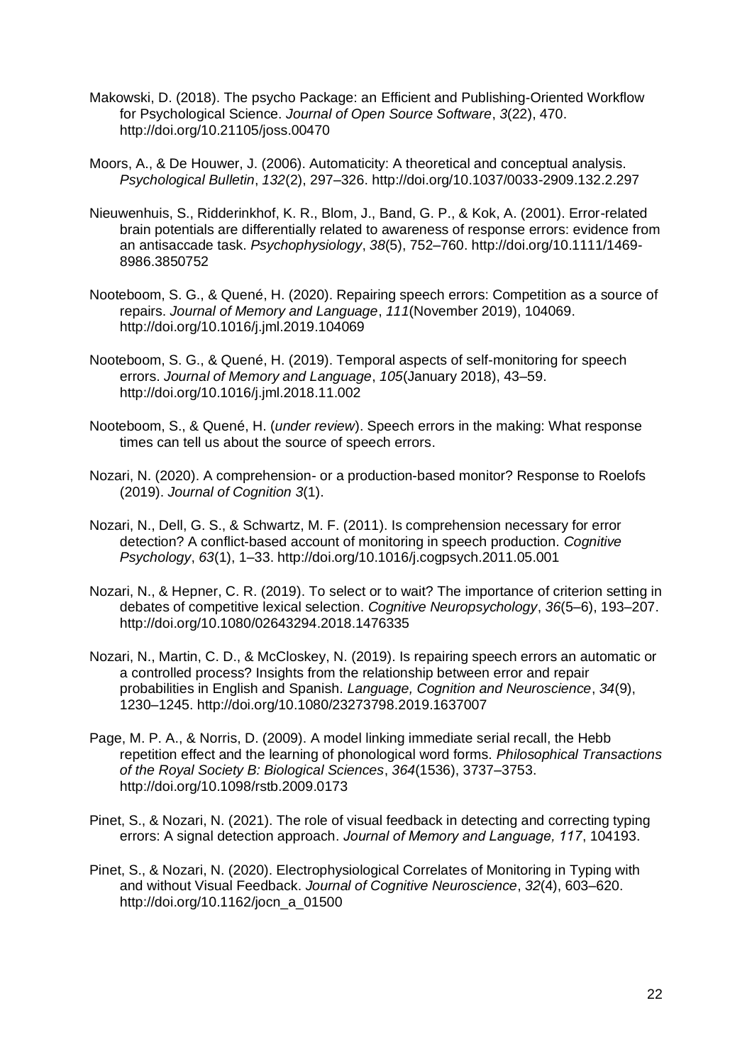Makowski, D. (2018). The psycho Package: an Efficient and Publishing-Oriented Workflow for Psychological Science. *Journal of Open Source Software*, *3*(22), 470. http://doi.org/10.21105/joss.00470

Moors, A., & De Houwer, J. (2006). Automaticity: A theoretical and conceptual analysis. *Psychological Bulletin*, *132*(2), 297–326. http://doi.org/10.1037/0033-2909.132.2.297

Nieuwenhuis, S., Ridderinkhof, K. R., Blom, J., Band, G. P., & Kok, A. (2001). Error-related brain potentials are differentially related to awareness of response errors: evidence from an antisaccade task. *Psychophysiology*, *38*(5), 752–760. http://doi.org/10.1111/1469-8986.3850752

Nooteboom, S. G., & Quené, H. (2020). Repairing speech errors: Competition as a source of repairs. *Journal of Memory and Language*, *111*(November 2019), 104069. http://doi.org/10.1016/j.jml.2019.104069

Nooteboom, S. G., & Quené, H. (2019). Temporal aspects of self-monitoring for speech errors. *Journal of Memory and Language*, *105*(January 2018), 43–59. http://doi.org/10.1016/j.jml.2018.11.002

Nooteboom, S., & Quené, H. (*under review*). Speech errors in the making: What response times can tell us about the source of speech errors.

Nozari, N. (2020). A comprehension- or a production-based monitor? Response to Roelofs (2019). *Journal of Cognition 3*(1).

Nozari, N., Dell, G. S., & Schwartz, M. F. (2011). Is comprehension necessary for error detection? A conflict-based account of monitoring in speech production. *Cognitive Psychology*, *63*(1), 1–33. http://doi.org/10.1016/j.cogpsych.2011.05.001

Nozari, N., & Hepner, C. R. (2019). To select or to wait? The importance of criterion setting in debates of competitive lexical selection. *Cognitive Neuropsychology*, *36*(5–6), 193–207. http://doi.org/10.1080/02643294.2018.1476335

Nozari, N., Martin, C. D., & McCloskey, N. (2019). Is repairing speech errors an automatic or a controlled process? Insights from the relationship between error and repair probabilities in English and Spanish. *Language, Cognition and Neuroscience*, *34*(9), 1230–1245. http://doi.org/10.1080/23273798.2019.1637007

Page, M. P. A., & Norris, D. (2009). A model linking immediate serial recall, the Hebb repetition effect and the learning of phonological word forms. *Philosophical Transactions of the Royal Society B: Biological Sciences*, *364*(1536), 3737–3753. http://doi.org/10.1098/rstb.2009.0173

Pinet, S., & Nozari, N. (2021). The role of visual feedback in detecting and correcting typing errors: A signal detection approach. *Journal of Memory and Language, 117*, 104193.

Pinet, S., & Nozari, N. (2020). Electrophysiological Correlates of Monitoring in Typing with and without Visual Feedback. *Journal of Cognitive Neuroscience*, *32*(4), 603–620. http://doi.org/10.1162/jocn_a_01500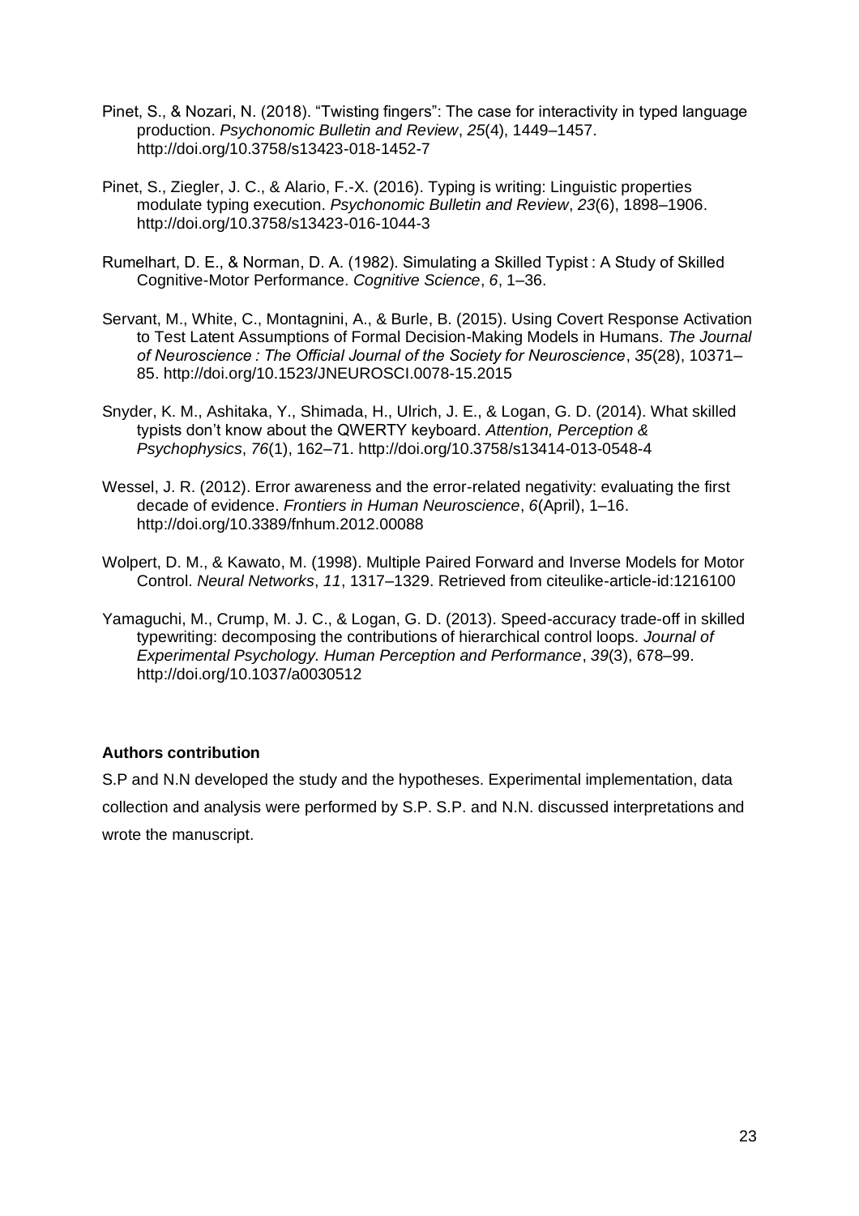Pinet, S., & Nozari, N. (2018). “Twisting fingers”: The case for interactivity in typed language production. *Psychonomic Bulletin and Review*, *25*(4), 1449–1457. http://doi.org/10.3758/s13423-018-1452-7

Pinet, S., Ziegler, J. C., & Alario, F.-X. (2016). Typing is writing: Linguistic properties modulate typing execution. *Psychonomic Bulletin and Review*, *23*(6), 1898–1906. http://doi.org/10.3758/s13423-016-1044-3

Rumelhart, D. E., & Norman, D. A. (1982). Simulating a Skilled Typist : A Study of Skilled Cognitive-Motor Performance. *Cognitive Science*, *6*, 1–36.

Servant, M., White, C., Montagnini, A., & Burle, B. (2015). Using Covert Response Activation to Test Latent Assumptions of Formal Decision-Making Models in Humans. *The Journal of Neuroscience : The Official Journal of the Society for Neuroscience*, *35*(28), 10371–85. http://doi.org/10.1523/JNEUROSCI.0078-15.2015

Snyder, K. M., Ashitaka, Y., Shimada, H., Ulrich, J. E., & Logan, G. D. (2014). What skilled typists don’t know about the QWERTY keyboard. *Attention, Perception & Psychophysics*, *76*(1), 162–71. http://doi.org/10.3758/s13414-013-0548-4

Wessel, J. R. (2012). Error awareness and the error-related negativity: evaluating the first decade of evidence. *Frontiers in Human Neuroscience*, *6*(April), 1–16. http://doi.org/10.3389/fnhum.2012.00088

Wolpert, D. M., & Kawato, M. (1998). Multiple Paired Forward and Inverse Models for Motor Control. *Neural Networks*, *11*, 1317–1329. Retrieved from citeulike-article-id:1216100

Yamaguchi, M., Crump, M. J. C., & Logan, G. D. (2013). Speed-accuracy trade-off in skilled typewriting: decomposing the contributions of hierarchical control loops. *Journal of Experimental Psychology. Human Perception and Performance*, *39*(3), 678–99. http://doi.org/10.1037/a0030512

**Authors contribution**

S.P and N.N developed the study and the hypotheses. Experimental implementation, data collection and analysis were performed by S.P. S.P. and N.N. discussed interpretations and wrote the manuscript.